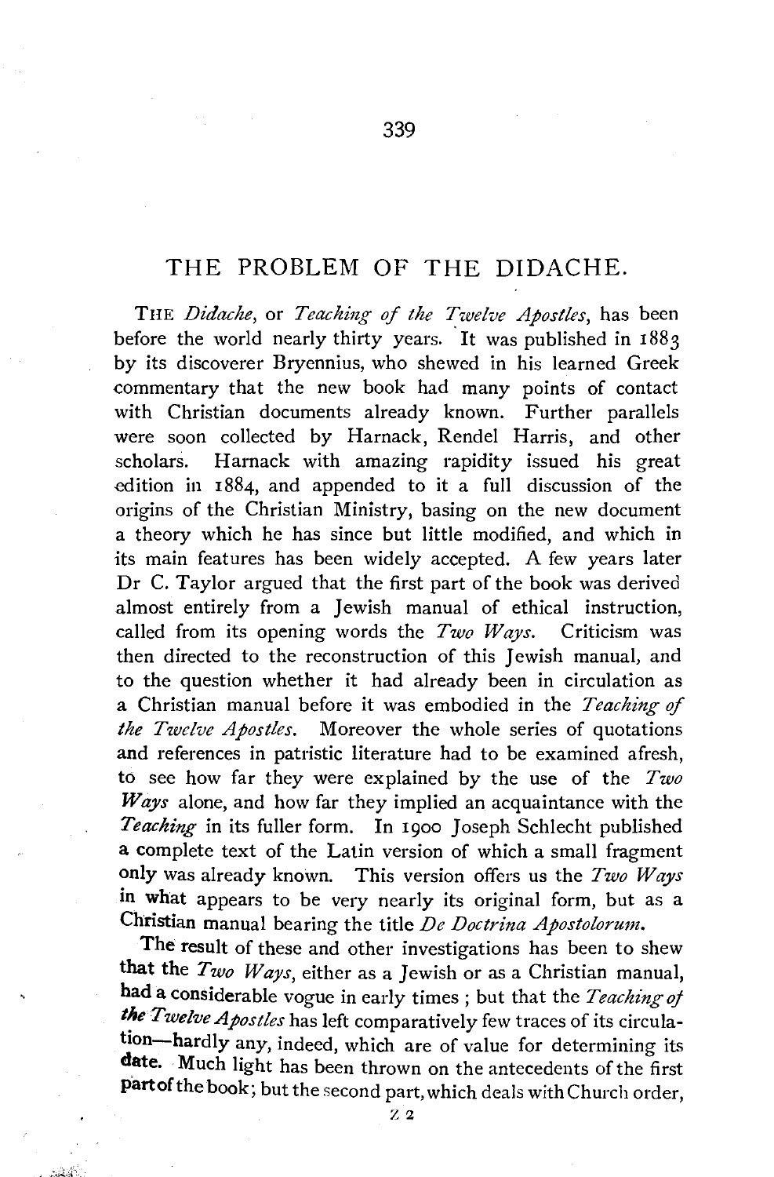# THE PROBLEM OF THE DIDACHE.

THE *Didache*, or *Teaching of the Twelve Apostles*, has been before the world nearly thirty years. It was published in 1883 by its discoverer Bryennius, who shewed in his learned Greek commentary that the new book had many points of contact with Christian documents already known. Further parallels were soon collected by Harnack, Rendel Harris, and other scholars. Harnack with amazing rapidity issued his great edition in 1884, and appended to it a full discussion of the origins of the Christian Ministry, basing on the new document a theory which he has since but little modified, and which in its main features has been widely accepted. A few years later Dr C. Taylor argued that the first part of the book was derived almost entirely from a Jewish manual of ethical instruction, called from its opening words the *Two Ways*. Criticism was then directed to the reconstruction of this Jewish manual, and to the question whether it had already been in circulation as a Christian manual before it was embodied in the *Teaching of the Twelve Apostles*. Moreover the whole series of quotations and references in patristic literature had to be examined afresh, to see how far they were explained by the use of the *Two Ways* alone, and how far they implied an acquaintance with the *Teaching* in its fuller form. In 1900 Joseph Schlecht published a complete text of the Latin version of which a small fragment only was already known. This version offers us the *Two Ways* in what appears to be very nearly its original form, but as a Christian manual bearing the title *De Doctrina Apostolorum*.

The result of these and other investigations has been to shew that the *Two Ways*, either as a Jewish or as a Christian manual, had a considerable vogue in early times; but that the *Teaching of the Twelve Apostles* has left comparatively few traces of its circulation—hardly any, indeed, which are of value for determining its date. Much light has been thrown on the antecedents of the first part of the book; but the second part, which deals with Church order,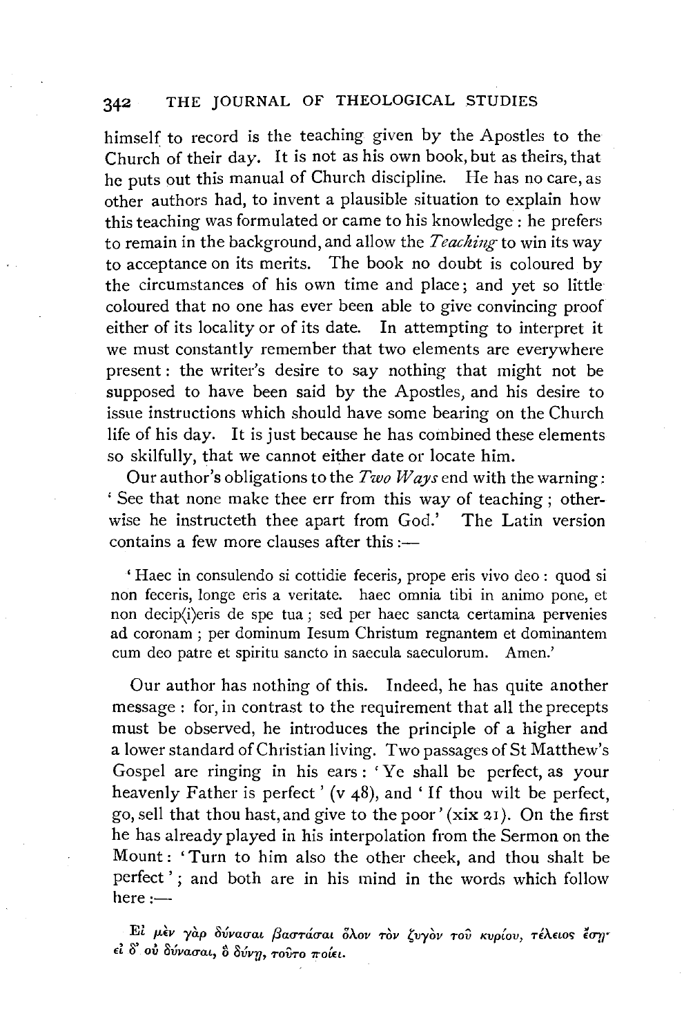himself to record is the teaching given by the Apostles to the Church of their day. It is not as his own book, but as theirs, that he puts out this manual of Church discipline. He has no care, as other authors had, to invent a plausible situation to explain how this teaching was formulated or came to his knowledge: he prefers to remain in the background, and allow the *Teaching* to win its way to acceptance on its merits. The book no doubt is coloured by the circumstances of his own time and place; and yet so little coloured that no one has ever been able to give convincing proof either of its locality or of its date. In attempting to interpret it we must constantly remember that two elements are everywhere present: the writer's desire to say nothing that might not be supposed to have been said by the Apostles, and his desire to issue instructions which should have some bearing on the Church life of his day. It is just because he has combined these elements so skilfully, that we cannot either date or locate him.

Our author's obligations to the *Two Ways* end with the warning: 'See that none make thee err from this way of teaching; otherwise he instructeth thee apart from God.' The Latin version contains a few more clauses after this:—

> 'Haec in consulendo si cottidie feceris, prope eris vivo deo: quod si non feceris, longe eris a veritate. haec omnia tibi in animo pone, et non decip(i)eris de spe tua; sed per haec sancta certamina pervenies ad coronam; per dominum Iesum Christum regnantem et dominantem cum deo patre et spiritu sancto in saecula saeculorum. Amen.'

Our author has nothing of this. Indeed, he has quite another message: for, in contrast to the requirement that all the precepts must be observed, he introduces the principle of a higher and a lower standard of Christian living. Two passages of St Matthew's Gospel are ringing in his ears: 'Ye shall be perfect, as your heavenly Father is perfect' (v 48), and 'If thou wilt be perfect, go, sell that thou hast, and give to the poor' (xix 21). On the first he has already played in his interpolation from the Sermon on the Mount: 'Turn to him also the other cheek, and thou shalt be perfect'; and both are in his mind in the words which follow here:—

> Εἰ μὲν γὰρ δύνασαι βαστάσαι ὅλον τὸν ζυγὸν τοῦ κυρίου, τέλειος ἔσῃ· εἰ δ' οὐ δύνασαι, ὃ δύνῃ, τοῦτο ποίει.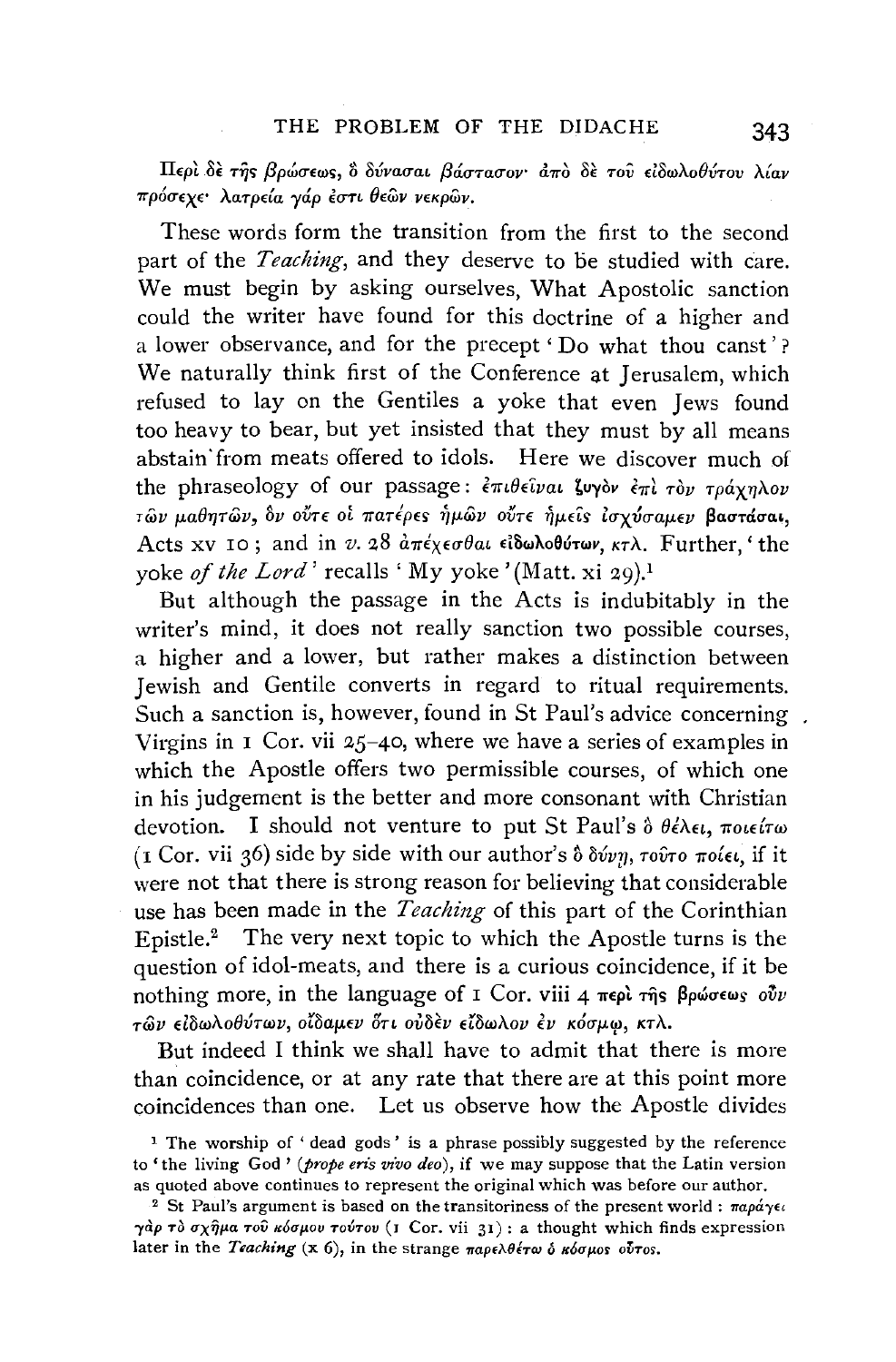Περὶ δὲ τῆς βρώσεως, ὃ δύνασαι βάστασον· ἀπὸ δὲ τοῦ εἰδωλοθύτου λίαν πρόσεχε· λατρεία γάρ ἐστι θεῶν νεκρῶν.

These words form the transition from the first to the second part of the *Teaching*, and they deserve to be studied with care. We must begin by asking ourselves, What Apostolic sanction could the writer have found for this doctrine of a higher and a lower observance, and for the precept 'Do what thou canst'? We naturally think first of the Conference at Jerusalem, which refused to lay on the Gentiles a yoke that even Jews found too heavy to bear, but yet insisted that they must by all means abstain from meats offered to idols. Here we discover much of the phraseology of our passage: ἐπιθεῖναι ζυγὸν ἐπὶ τὸν τράχηλον τῶν μαθητῶν, ὃν οὔτε οἱ πατέρες ἡμῶν οὔτε ἡμεῖς ἰσχύσαμεν βαστάσαι, Acts xv 10; and in *v.* 28 ἀπέχεσθαι εἰδωλοθύτων, κτλ. Further, 'the yoke *of the Lord*' recalls 'My yoke' (Matt. xi 29).[1]

But although the passage in the Acts is indubitably in the writer's mind, it does not really sanction two possible courses, a higher and a lower, but rather makes a distinction between Jewish and Gentile converts in regard to ritual requirements. Such a sanction is, however, found in St Paul's advice concerning Virgins in 1 Cor. vii 25–40, where we have a series of examples in which the Apostle offers two permissible courses, of which one in his judgement is the better and more consonant with Christian devotion. I should not venture to put St Paul's ὃ θέλει, ποιείτω (1 Cor. vii 36) side by side with our author's ὃ δύνῃ, τοῦτο ποίει, if it were not that there is strong reason for believing that considerable use has been made in the *Teaching* of this part of the Corinthian Epistle.[2] The very next topic to which the Apostle turns is the question of idol-meats, and there is a curious coincidence, if it be nothing more, in the language of 1 Cor. viii 4 περὶ τῆς βρώσεως οὖν τῶν εἰδωλοθύτων, οἴδαμεν ὅτι οὐδὲν εἴδωλον ἐν κόσμῳ, κτλ.

But indeed I think we shall have to admit that there is more than coincidence, or at any rate that there are at this point more coincidences than one. Let us observe how the Apostle divides

[1] The worship of 'dead gods' is a phrase possibly suggested by the reference to 'the living God' (*prope eris vivo deo*), if we may suppose that the Latin version as quoted above continues to represent the original which was before our author.

[2] St Paul's argument is based on the transitoriness of the present world: παράγει γὰρ τὸ σχῆμα τοῦ κόσμου τούτου (1 Cor. vii 31): a thought which finds expression later in the *Teaching* (x 6), in the strange παρελθέτω ὁ κόσμος οὗτος.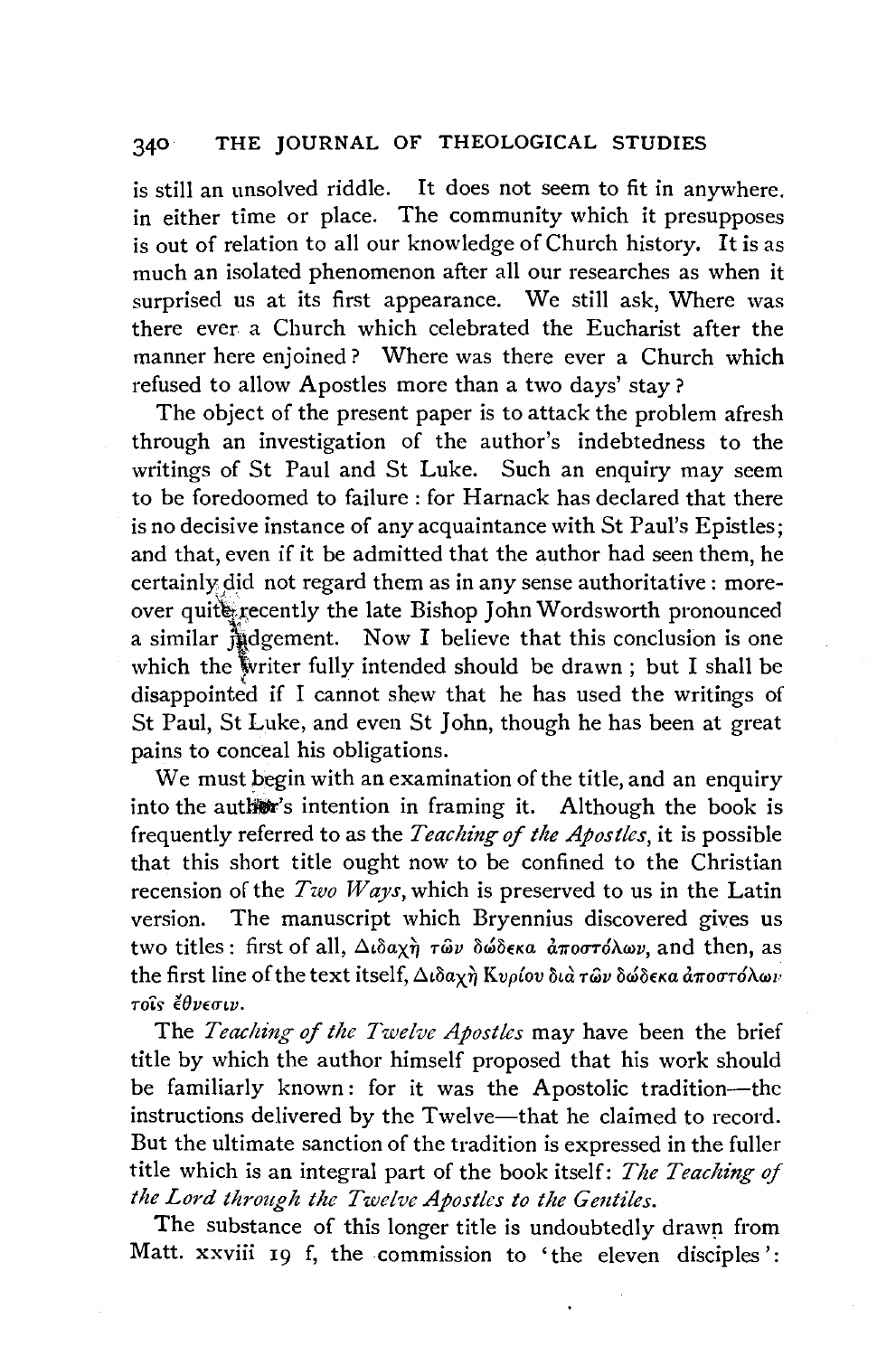is still an unsolved riddle. It does not seem to fit in anywhere, in either time or place. The community which it presupposes is out of relation to all our knowledge of Church history. It is as much an isolated phenomenon after all our researches as when it surprised us at its first appearance. We still ask, Where was there ever a Church which celebrated the Eucharist after the manner here enjoined? Where was there ever a Church which refused to allow Apostles more than a two days' stay?

The object of the present paper is to attack the problem afresh through an investigation of the author's indebtedness to the writings of St Paul and St Luke. Such an enquiry may seem to be foredoomed to failure: for Harnack has declared that there is no decisive instance of any acquaintance with St Paul's Epistles; and that, even if it be admitted that the author had seen them, he certainly did not regard them as in any sense authoritative: moreover quite recently the late Bishop John Wordsworth pronounced a similar judgement. Now I believe that this conclusion is one which the writer fully intended should be drawn; but I shall be disappointed if I cannot shew that he has used the writings of St Paul, St Luke, and even St John, though he has been at great pains to conceal his obligations.

We must begin with an examination of the title, and an enquiry into the author's intention in framing it. Although the book is frequently referred to as the *Teaching of the Apostles*, it is possible that this short title ought now to be confined to the Christian recension of the *Two Ways*, which is preserved to us in the Latin version. The manuscript which Bryennius discovered gives us two titles: first of all, Διδαχὴ τῶν δώδεκα ἀποστόλων, and then, as the first line of the text itself, Διδαχὴ Κυρίου διὰ τῶν δώδεκα ἀποστόλων τοῖς ἔθνεσιν.

The *Teaching of the Twelve Apostles* may have been the brief title by which the author himself proposed that his work should be familiarly known: for it was the Apostolic tradition—the instructions delivered by the Twelve—that he claimed to record. But the ultimate sanction of the tradition is expressed in the fuller title which is an integral part of the book itself: *The Teaching of the Lord through the Twelve Apostles to the Gentiles.*

The substance of this longer title is undoubtedly drawn from Matt. xxviii 19 f, the commission to 'the eleven disciples':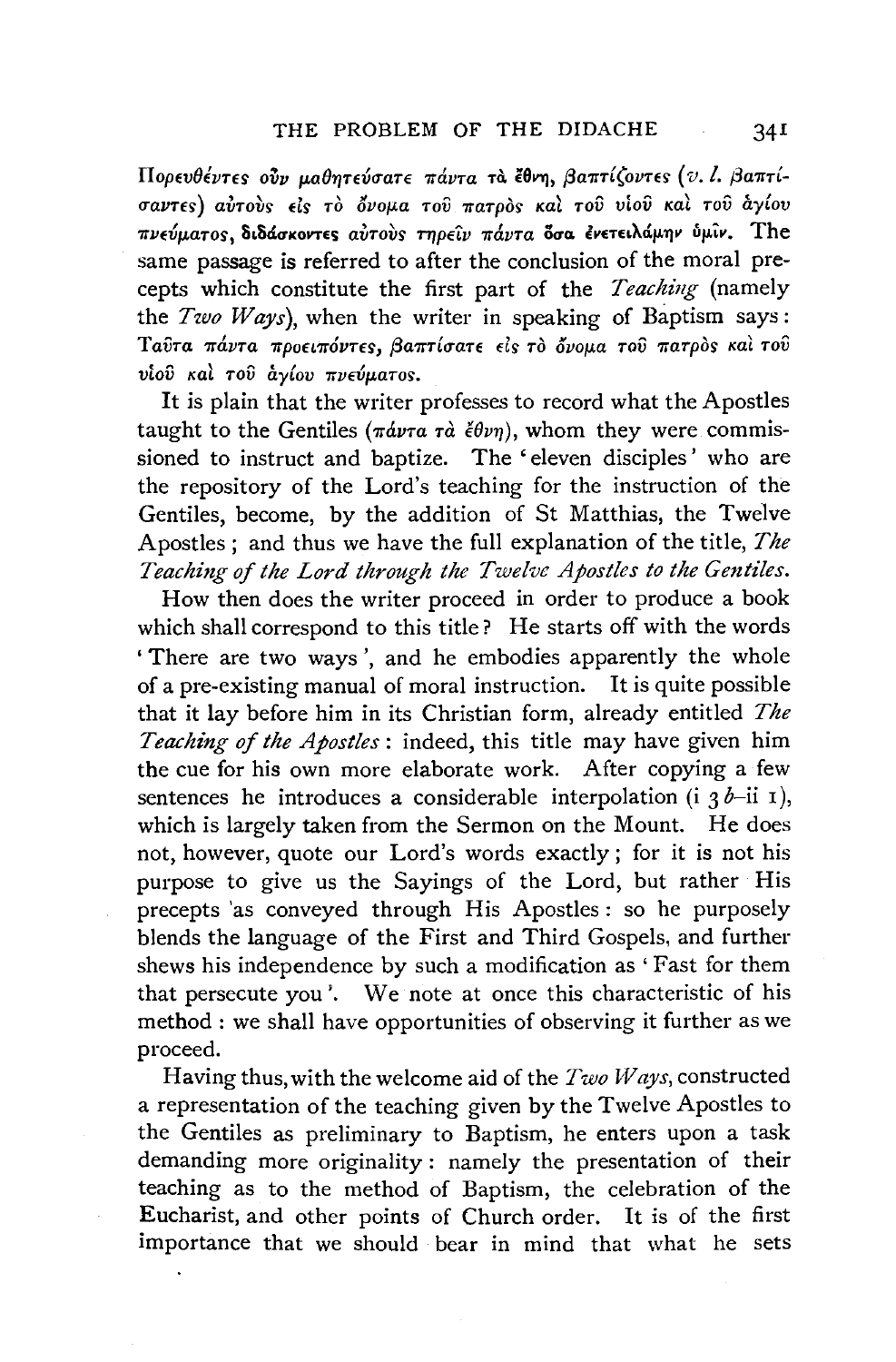Πορευθέντες οὖν μαθητεύσατε πάντα τὰ ἔθνη, βαπτίζοντες (*v. l.* βαπτίσαντες) αὐτοὺς εἰς τὸ ὄνομα τοῦ πατρὸς καὶ τοῦ υἱοῦ καὶ τοῦ ἁγίου πνεύματος, διδάσκοντες αὐτοὺς τηρεῖν πάντα ὅσα ἐνετειλάμην ὑμῖν. The same passage is referred to after the conclusion of the moral precepts which constitute the first part of the *Teaching* (namely the *Two Ways*), when the writer in speaking of Baptism says: Ταῦτα πάντα προειπόντες, βαπτίσατε εἰς τὸ ὄνομα τοῦ πατρὸς καὶ τοῦ υἱοῦ καὶ τοῦ ἁγίου πνεύματος.

It is plain that the writer professes to record what the Apostles taught to the Gentiles (πάντα τὰ ἔθνη), whom they were commissioned to instruct and baptize. The 'eleven disciples' who are the repository of the Lord's teaching for the instruction of the Gentiles, become, by the addition of St Matthias, the Twelve Apostles; and thus we have the full explanation of the title, *The Teaching of the Lord through the Twelve Apostles to the Gentiles.*

How then does the writer proceed in order to produce a book which shall correspond to this title? He starts off with the words 'There are two ways', and he embodies apparently the whole of a pre-existing manual of moral instruction. It is quite possible that it lay before him in its Christian form, already entitled *The Teaching of the Apostles*: indeed, this title may have given him the cue for his own more elaborate work. After copying a few sentences he introduces a considerable interpolation (i 3 *b*–ii 1), which is largely taken from the Sermon on the Mount. He does not, however, quote our Lord's words exactly; for it is not his purpose to give us the Sayings of the Lord, but rather His precepts as conveyed through His Apostles: so he purposely blends the language of the First and Third Gospels, and further shews his independence by such a modification as 'Fast for them that persecute you'. We note at once this characteristic of his method: we shall have opportunities of observing it further as we proceed.

Having thus, with the welcome aid of the *Two Ways*, constructed a representation of the teaching given by the Twelve Apostles to the Gentiles as preliminary to Baptism, he enters upon a task demanding more originality: namely the presentation of their teaching as to the method of Baptism, the celebration of the Eucharist, and other points of Church order. It is of the first importance that we should bear in mind that what he sets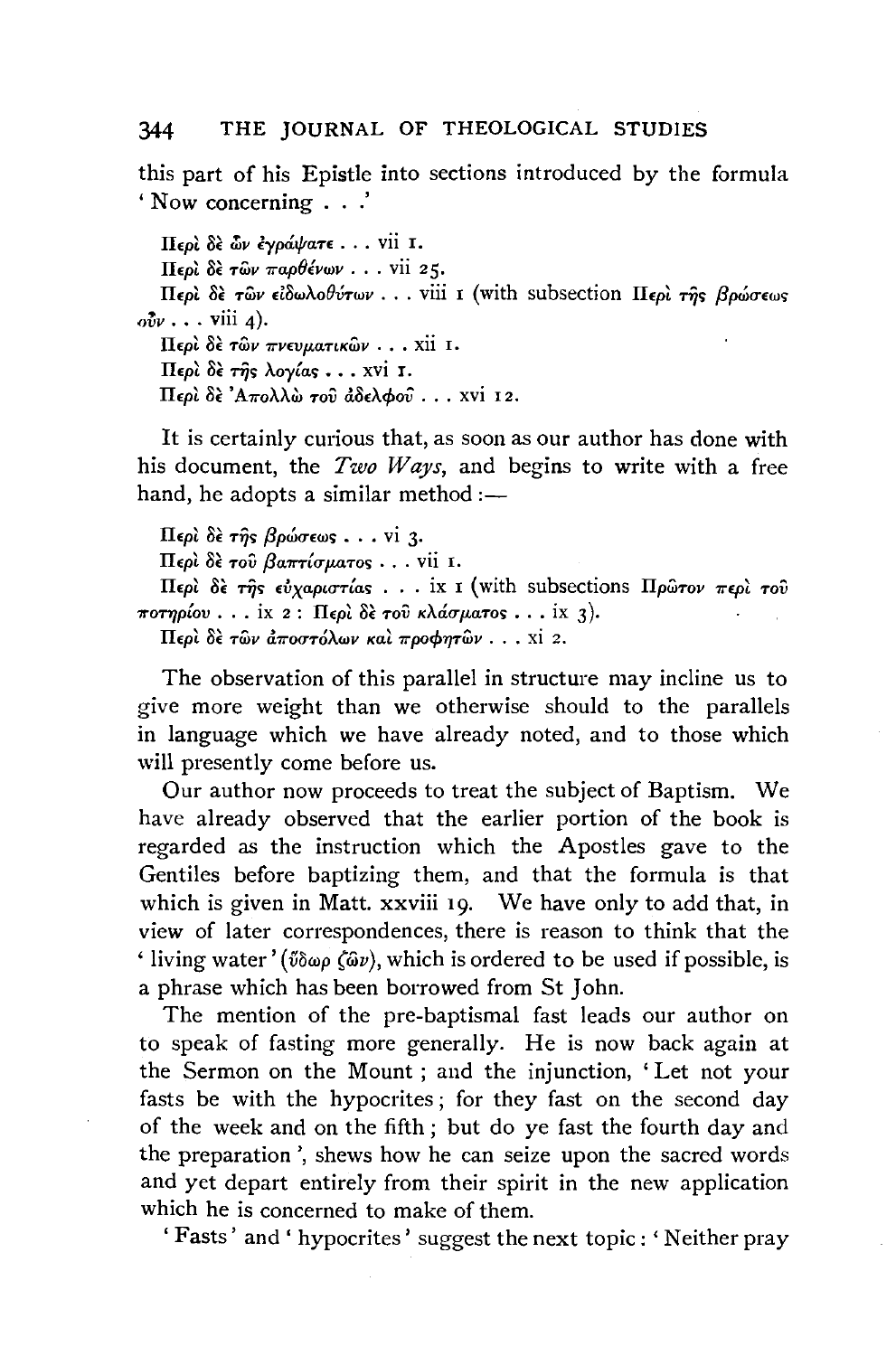this part of his Epistle into sections introduced by the formula 'Now concerning . . .'

Περὶ δὲ ὧν ἐγράψατε . . . vii 1.  
Περὶ δὲ τῶν παρθένων . . . vii 25.  
Περὶ δὲ τῶν εἰδωλοθύτων . . . viii 1 (with subsection Περὶ τῆς βρώσεως οὖν . . . viii 4).  
Περὶ δὲ τῶν πνευματικῶν . . . xii 1.  
Περὶ δὲ τῆς λογίας . . . xvi 1.  
Περὶ δὲ Ἀπολλῶ τοῦ ἀδελφοῦ . . . xvi 12.

It is certainly curious that, as soon as our author has done with his document, the *Two Ways*, and begins to write with a free hand, he adopts a similar method:—

Περὶ δὲ τῆς βρώσεως . . . vi 3.  
Περὶ δὲ τοῦ βαπτίσματος . . . vii 1.  
Περὶ δὲ τῆς εὐχαριστίας . . . ix 1 (with subsections Πρῶτον περὶ τοῦ ποτηρίου . . . ix 2: Περὶ δὲ τοῦ κλάσματος . . . ix 3).  
Περὶ δὲ τῶν ἀποστόλων καὶ προφητῶν . . . xi 2.

The observation of this parallel in structure may incline us to give more weight than we otherwise should to the parallels in language which we have already noted, and to those which will presently come before us.

Our author now proceeds to treat the subject of Baptism. We have already observed that the earlier portion of the book is regarded as the instruction which the Apostles gave to the Gentiles before baptizing them, and that the formula is that which is given in Matt. xxviii 19. We have only to add that, in view of later correspondences, there is reason to think that the 'living water' (ὕδωρ ζῶν), which is ordered to be used if possible, is a phrase which has been borrowed from St John.

The mention of the pre-baptismal fast leads our author on to speak of fasting more generally. He is now back again at the Sermon on the Mount; and the injunction, 'Let not your fasts be with the hypocrites; for they fast on the second day of the week and on the fifth; but do ye fast the fourth day and the preparation', shews how he can seize upon the sacred words and yet depart entirely from their spirit in the new application which he is concerned to make of them.

'Fasts' and 'hypocrites' suggest the next topic: 'Neither pray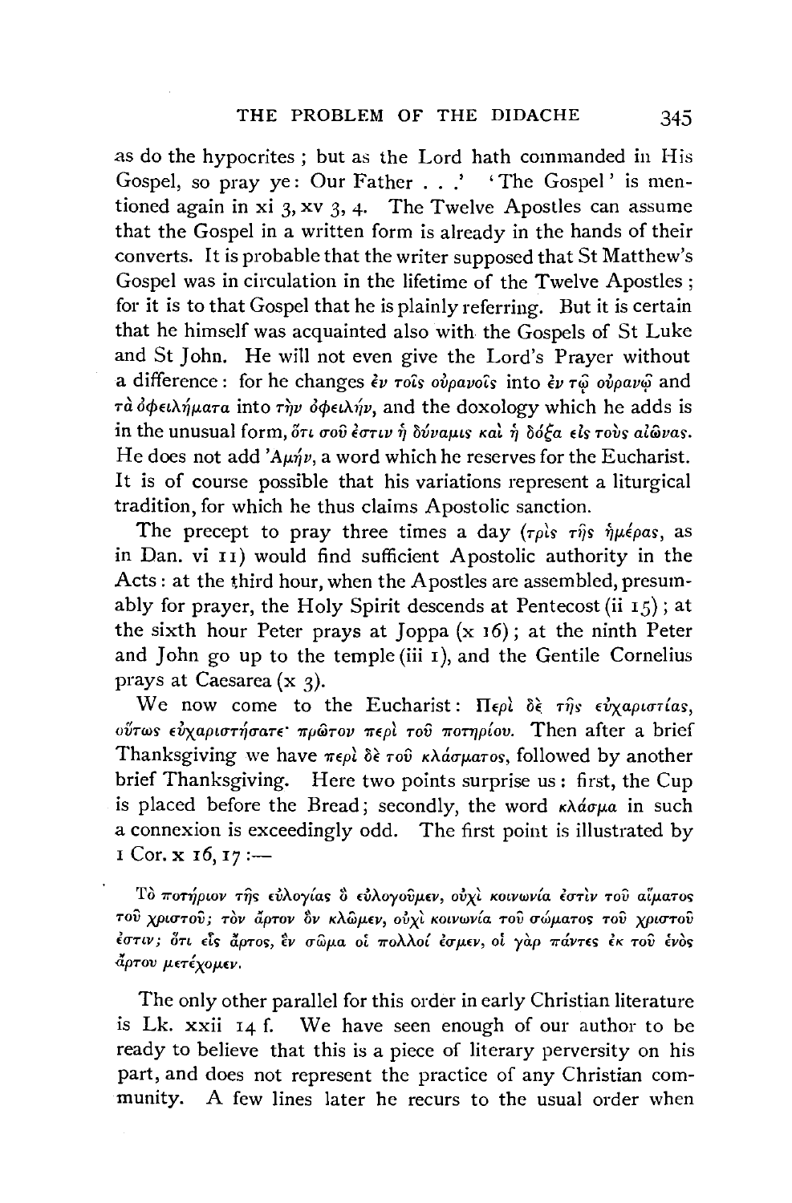as do the hypocrites; but as the Lord hath commanded in His Gospel, so pray ye: Our Father . . .' 'The Gospel' is mentioned again in xi 3, xv 3, 4. The Twelve Apostles can assume that the Gospel in a written form is already in the hands of their converts. It is probable that the writer supposed that St Matthew's Gospel was in circulation in the lifetime of the Twelve Apostles; for it is to that Gospel that he is plainly referring. But it is certain that he himself was acquainted also with the Gospels of St Luke and St John. He will not even give the Lord's Prayer without a difference: for he changes ἐν τοῖς οὐρανοῖς into ἐν τῷ οὐρανῷ and τὰ ὀφειλήματα into τὴν ὀφειλήν, and the doxology which he adds is in the unusual form, ὅτι σοῦ ἐστιν ἡ δύναμις καὶ ἡ δόξα εἰς τοὺς αἰῶνας. He does not add 'Ἀμήν, a word which he reserves for the Eucharist. It is of course possible that his variations represent a liturgical tradition, for which he thus claims Apostolic sanction.

The precept to pray three times a day (τρὶς τῆς ἡμέρας, as in Dan. vi 11) would find sufficient Apostolic authority in the Acts: at the third hour, when the Apostles are assembled, presumably for prayer, the Holy Spirit descends at Pentecost (ii 15); at the sixth hour Peter prays at Joppa (x 16); at the ninth Peter and John go up to the temple (iii 1), and the Gentile Cornelius prays at Caesarea (x 3).

We now come to the Eucharist: Περὶ δὲ τῆς εὐχαριστίας, οὕτως εὐχαριστήσατε· πρῶτον περὶ τοῦ ποτηρίου. Then after a brief Thanksgiving we have περὶ δὲ τοῦ κλάσματος, followed by another brief Thanksgiving. Here two points surprise us: first, the Cup is placed before the Bread; secondly, the word κλάσμα in such a connexion is exceedingly odd. The first point is illustrated by 1 Cor. x 16, 17:—

Τὸ ποτήριον τῆς εὐλογίας ὃ εὐλογοῦμεν, οὐχὶ κοινωνία ἐστὶν τοῦ αἵματος τοῦ χριστοῦ; τὸν ἄρτον ὃν κλῶμεν, οὐχὶ κοινωνία τοῦ σώματος τοῦ χριστοῦ ἐστιν; ὅτι εἷς ἄρτος, ἓν σῶμα οἱ πολλοί ἐσμεν, οἱ γὰρ πάντες ἐκ τοῦ ἑνὸς ἄρτου μετέχομεν.

The only other parallel for this order in early Christian literature is Lk. xxii 14 f. We have seen enough of our author to be ready to believe that this is a piece of literary perversity on his part, and does not represent the practice of any Christian community. A few lines later he recurs to the usual order when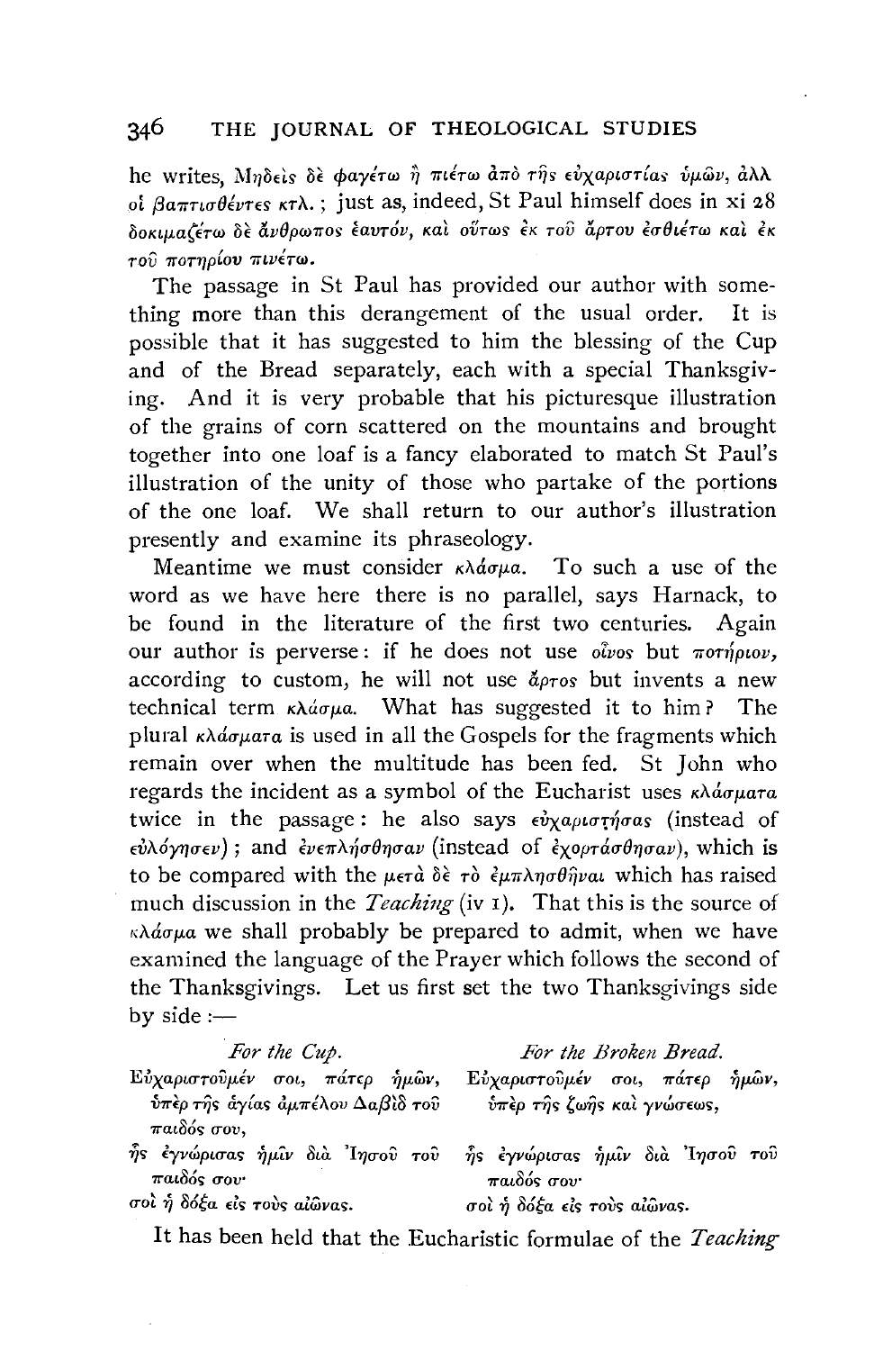he writes, Μηδεὶς δὲ φαγέτω ἢ πιέτω ἀπὸ τῆς εὐχαριστίας ὑμῶν, ἀλλ οἱ βαπτισθέντες κτλ.; just as, indeed, St Paul himself does in xi 28 δοκιμαζέτω δὲ ἄνθρωπος ἑαυτόν, καὶ οὕτως ἐκ τοῦ ἄρτου ἐσθιέτω καὶ ἐκ τοῦ ποτηρίου πινέτω.

The passage in St Paul has provided our author with something more than this derangement of the usual order. It is possible that it has suggested to him the blessing of the Cup and of the Bread separately, each with a special Thanksgiving. And it is very probable that his picturesque illustration of the grains of corn scattered on the mountains and brought together into one loaf is a fancy elaborated to match St Paul's illustration of the unity of those who partake of the portions of the one loaf. We shall return to our author's illustration presently and examine its phraseology.

Meantime we must consider κλάσμα. To such a use of the word as we have here there is no parallel, says Harnack, to be found in the literature of the first two centuries. Again our author is perverse: if he does not use οἶνος but ποτήριον, according to custom, he will not use ἄρτος but invents a new technical term κλάσμα. What has suggested it to him? The plural κλάσματα is used in all the Gospels for the fragments which remain over when the multitude has been fed. St John who regards the incident as a symbol of the Eucharist uses κλάσματα twice in the passage: he also says εὐχαριστήσας (instead of εὐλόγησεν); and ἐνεπλήσθησαν (instead of ἐχορτάσθησαν), which is to be compared with the μετὰ δὲ τὸ ἐμπλησθῆναι which has raised much discussion in the *Teaching* (iv 1). That this is the source of κλάσμα we shall probably be prepared to admit, when we have examined the language of the Prayer which follows the second of the Thanksgivings. Let us first set the two Thanksgivings side by side:—

| *For the Cup.* | *For the Broken Bread.* |
|---|---|
| Εὐχαριστοῦμέν σοι, πάτερ ἡμῶν, ὑπὲρ τῆς ἁγίας ἀμπέλου Δαβὶδ τοῦ παιδός σου, | Εὐχαριστοῦμέν σοι, πάτερ ἡμῶν, ὑπὲρ τῆς ζωῆς καὶ γνώσεως, |
| ἧς ἐγνώρισας ἡμῖν διὰ Ἰησοῦ τοῦ παιδός σου· | ἧς ἐγνώρισας ἡμῖν διὰ Ἰησοῦ τοῦ παιδός σου· |
| σοὶ ἡ δόξα εἰς τοὺς αἰῶνας. | σοὶ ἡ δόξα εἰς τοὺς αἰῶνας. |

It has been held that the Eucharistic formulae of the *Teaching*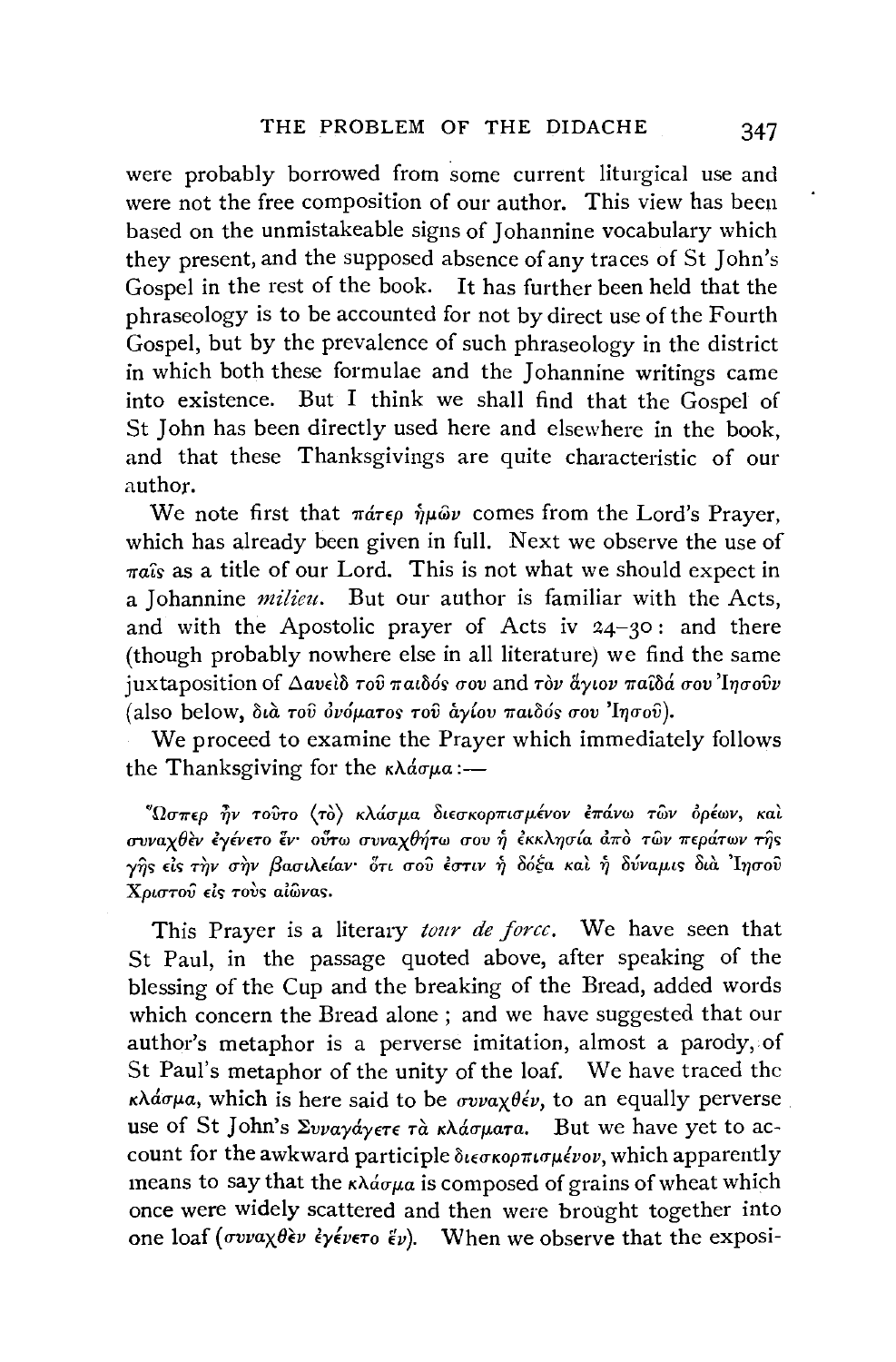were probably borrowed from some current liturgical use and were not the free composition of our author. This view has been based on the unmistakeable signs of Johannine vocabulary which they present, and the supposed absence of any traces of St John's Gospel in the rest of the book. It has further been held that the phraseology is to be accounted for not by direct use of the Fourth Gospel, but by the prevalence of such phraseology in the district in which both these formulae and the Johannine writings came into existence. But I think we shall find that the Gospel of St John has been directly used here and elsewhere in the book, and that these Thanksgivings are quite characteristic of our author.

We note first that πάτερ ἡμῶν comes from the Lord's Prayer, which has already been given in full. Next we observe the use of παῖς as a title of our Lord. This is not what we should expect in a Johannine *milieu*. But our author is familiar with the Acts, and with the Apostolic prayer of Acts iv 24–30: and there (though probably nowhere else in all literature) we find the same juxtaposition of Δαυεὶδ τοῦ παιδός σου and τὸν ἅγιον παῖδά σου Ἰησοῦν (also below, διὰ τοῦ ὀνόματος τοῦ ἁγίου παιδός σου Ἰησοῦ).

We proceed to examine the Prayer which immediately follows the Thanksgiving for the κλάσμα:—

Ὥσπερ ἦν τοῦτο ⟨τὸ⟩ κλάσμα διεσκορπισμένον ἐπάνω τῶν ὀρέων, καὶ συναχθὲν ἐγένετο ἕν· οὕτω συναχθήτω σου ἡ ἐκκλησία ἀπὸ τῶν περάτων τῆς γῆς εἰς τὴν σὴν βασιλείαν· ὅτι σοῦ ἐστιν ἡ δόξα καὶ ἡ δύναμις διὰ Ἰησοῦ Χριστοῦ εἰς τοὺς αἰῶνας.

This Prayer is a literary *tour de force*. We have seen that St Paul, in the passage quoted above, after speaking of the blessing of the Cup and the breaking of the Bread, added words which concern the Bread alone; and we have suggested that our author's metaphor is a perverse imitation, almost a parody, of St Paul's metaphor of the unity of the loaf. We have traced the κλάσμα, which is here said to be συναχθέν, to an equally perverse use of St John's Συναγάγετε τὰ κλάσματα. But we have yet to account for the awkward participle διεσκορπισμένον, which apparently means to say that the κλάσμα is composed of grains of wheat which once were widely scattered and then were brought together into one loaf (συναχθὲν ἐγένετο ἕν). When we observe that the exposi-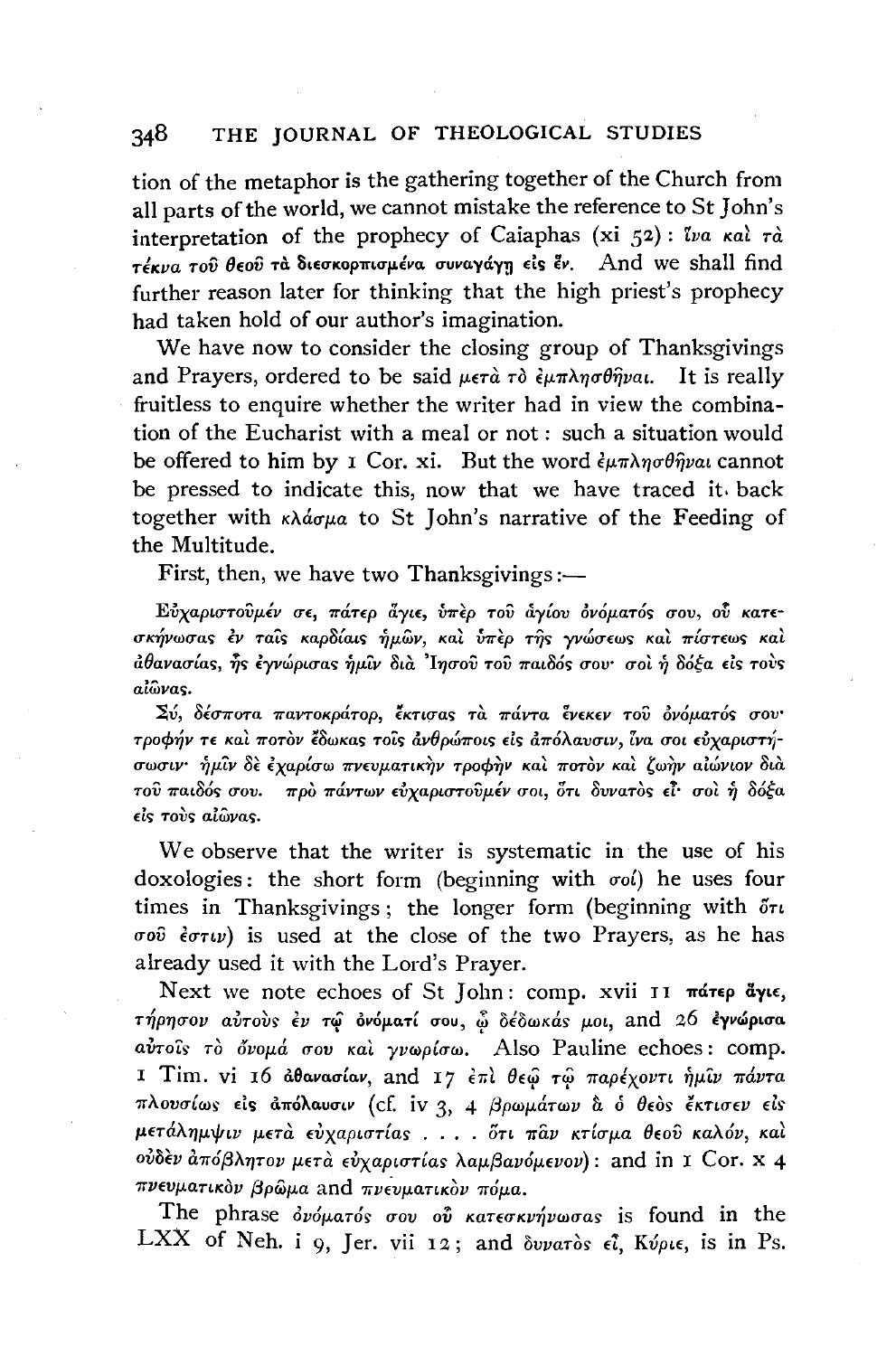tion of the metaphor is the gathering together of the Church from all parts of the world, we cannot mistake the reference to St John's interpretation of the prophecy of Caiaphas (xi 52): ἵνα καὶ τὰ τέκνα τοῦ θεοῦ τὰ διεσκορπισμένα συναγάγῃ εἰς ἕν. And we shall find further reason later for thinking that the high priest's prophecy had taken hold of our author's imagination.

We have now to consider the closing group of Thanksgivings and Prayers, ordered to be said μετὰ τὸ ἐμπλησθῆναι. It is really fruitless to enquire whether the writer had in view the combination of the Eucharist with a meal or not: such a situation would be offered to him by 1 Cor. xi. But the word ἐμπλησθῆναι cannot be pressed to indicate this, now that we have traced it back together with κλάσμα to St John's narrative of the Feeding of the Multitude.

First, then, we have two Thanksgivings:—

> Εὐχαριστοῦμέν σε, πάτερ ἅγιε, ὑπὲρ τοῦ ἁγίου ὀνόματός σου, οὗ κατεσκήνωσας ἐν ταῖς καρδίαις ἡμῶν, καὶ ὑπὲρ τῆς γνώσεως καὶ πίστεως καὶ ἀθανασίας, ἧς ἐγνώρισας ἡμῖν διὰ Ἰησοῦ τοῦ παιδός σου· σοὶ ἡ δόξα εἰς τοὺς αἰῶνας.
>
> Σύ, δέσποτα παντοκράτορ, ἔκτισας τὰ πάντα ἕνεκεν τοῦ ὀνόματός σου· τροφήν τε καὶ ποτὸν ἔδωκας τοῖς ἀνθρώποις εἰς ἀπόλαυσιν, ἵνα σοι εὐχαριστήσωσιν· ἡμῖν δὲ ἐχαρίσω πνευματικὴν τροφὴν καὶ ποτὸν καὶ ζωὴν αἰώνιον διὰ τοῦ παιδός σου. πρὸ πάντων εὐχαριστοῦμέν σοι, ὅτι δυνατὸς εἶ· σοὶ ἡ δόξα εἰς τοὺς αἰῶνας.

We observe that the writer is systematic in the use of his doxologies: the short form (beginning with σοί) he uses four times in Thanksgivings; the longer form (beginning with ὅτι σοῦ ἐστιν) is used at the close of the two Prayers, as he has already used it with the Lord's Prayer.

Next we note echoes of St John: comp. xvii 11 πάτερ ἅγιε, τήρησον αὐτοὺς ἐν τῷ ὀνόματί σου, ᾧ δέδωκάς μοι, and 26 ἐγνώρισα αὐτοῖς τὸ ὄνομά σου καὶ γνωρίσω. Also Pauline echoes: comp. 1 Tim. vi 16 ἀθανασίαν, and 17 ἐπὶ θεῷ τῷ παρέχοντι ἡμῖν πάντα πλουσίως εἰς ἀπόλαυσιν (cf. iv 3, 4 βρωμάτων ἃ ὁ θεὸς ἔκτισεν εἰς μετάλημψιν μετὰ εὐχαριστίας . . . . ὅτι πᾶν κτίσμα θεοῦ καλόν, καὶ οὐδὲν ἀπόβλητον μετὰ εὐχαριστίας λαμβανόμενον): and in 1 Cor. x 4 πνευματικὸν βρῶμα and πνευματικὸν πόμα.

The phrase ὀνόματός σου οὗ κατεσκήνωσας is found in the LXX of Neh. i 9, Jer. vii 12; and δυνατὸς εἶ, Κύριε, is in Ps.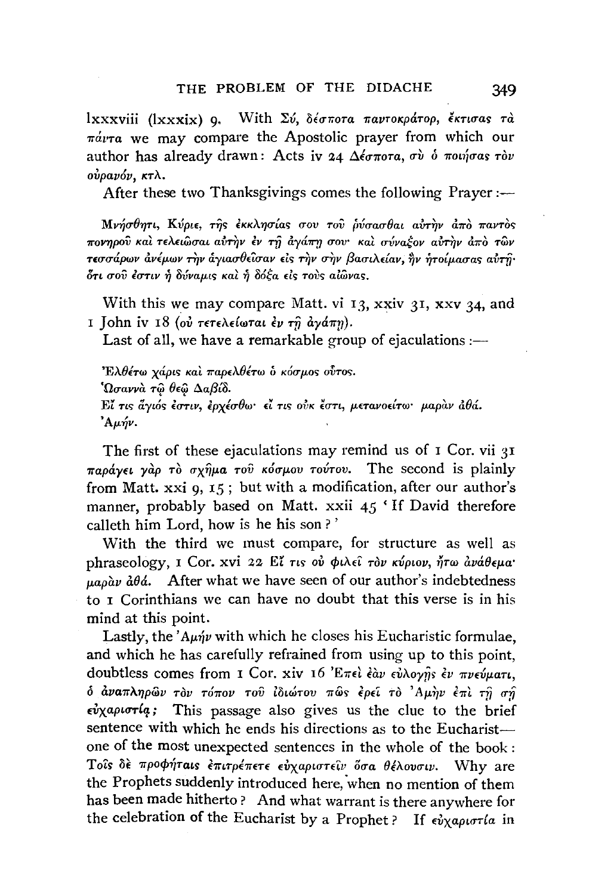lxxxviii (lxxxix) 9. With Σύ, δέσποτα παντοκράτορ, ἔκτισας τὰ πάντα we may compare the Apostolic prayer from which our author has already drawn: Acts iv 24 Δέσποτα, σὺ ὁ ποιήσας τὸν οὐρανόν, κτλ.

After these two Thanksgivings comes the following Prayer:—

> Μνήσθητι, Κύριε, τῆς ἐκκλησίας σου τοῦ ῥύσασθαι αὐτὴν ἀπὸ παντὸς πονηροῦ καὶ τελειῶσαι αὐτὴν ἐν τῇ ἀγάπῃ σου· καὶ σύναξον αὐτὴν ἀπὸ τῶν τεσσάρων ἀνέμων τὴν ἁγιασθεῖσαν εἰς τὴν σὴν βασιλείαν, ἣν ἡτοίμασας αὐτῇ· ὅτι σοῦ ἐστιν ἡ δύναμις καὶ ἡ δόξα εἰς τοὺς αἰῶνας.

With this we may compare Matt. vi 13, xxiv 31, xxv 34, and 1 John iv 18 (οὐ τετελείωται ἐν τῇ ἀγάπῃ).

Last of all, we have a remarkable group of ejaculations:—

> Ἐλθέτω χάρις καὶ παρελθέτω ὁ κόσμος οὗτος.
> Ὡσαννὰ τῷ θεῷ Δαβίδ.
> Εἴ τις ἅγιός ἐστιν, ἐρχέσθω· εἴ τις οὐκ ἔστι, μετανοείτω· μαρὰν ἀθά.
> Ἀμήν.

The first of these ejaculations may remind us of 1 Cor. vii 31 παράγει γὰρ τὸ σχῆμα τοῦ κόσμου τούτου. The second is plainly from Matt. xxi 9, 15; but with a modification, after our author's manner, probably based on Matt. xxii 45 'If David therefore calleth him Lord, how is he his son?'

With the third we must compare, for structure as well as phraseology, 1 Cor. xvi 22 Εἴ τις οὐ φιλεῖ τὸν κύριον, ἤτω ἀνάθεμα· μαρὰν ἀθά. After what we have seen of our author's indebtedness to 1 Corinthians we can have no doubt that this verse is in his mind at this point.

Lastly, the Ἀμήν with which he closes his Eucharistic formulae, and which he has carefully refrained from using up to this point, doubtless comes from 1 Cor. xiv 16 Ἐπεὶ ἐὰν εὐλογῇς ἐν πνεύματι, ὁ ἀναπληρῶν τὸν τόπον τοῦ ἰδιώτου πῶς ἐρεῖ τὸ Ἀμὴν ἐπὶ τῇ σῇ εὐχαριστίᾳ; This passage also gives us the clue to the brief sentence with which he ends his directions as to the Eucharist—one of the most unexpected sentences in the whole of the book: Τοῖς δὲ προφήταις ἐπιτρέπετε εὐχαριστεῖν ὅσα θέλουσιν. Why are the Prophets suddenly introduced here, when no mention of them has been made hitherto? And what warrant is there anywhere for the celebration of the Eucharist by a Prophet? If εὐχαριστία in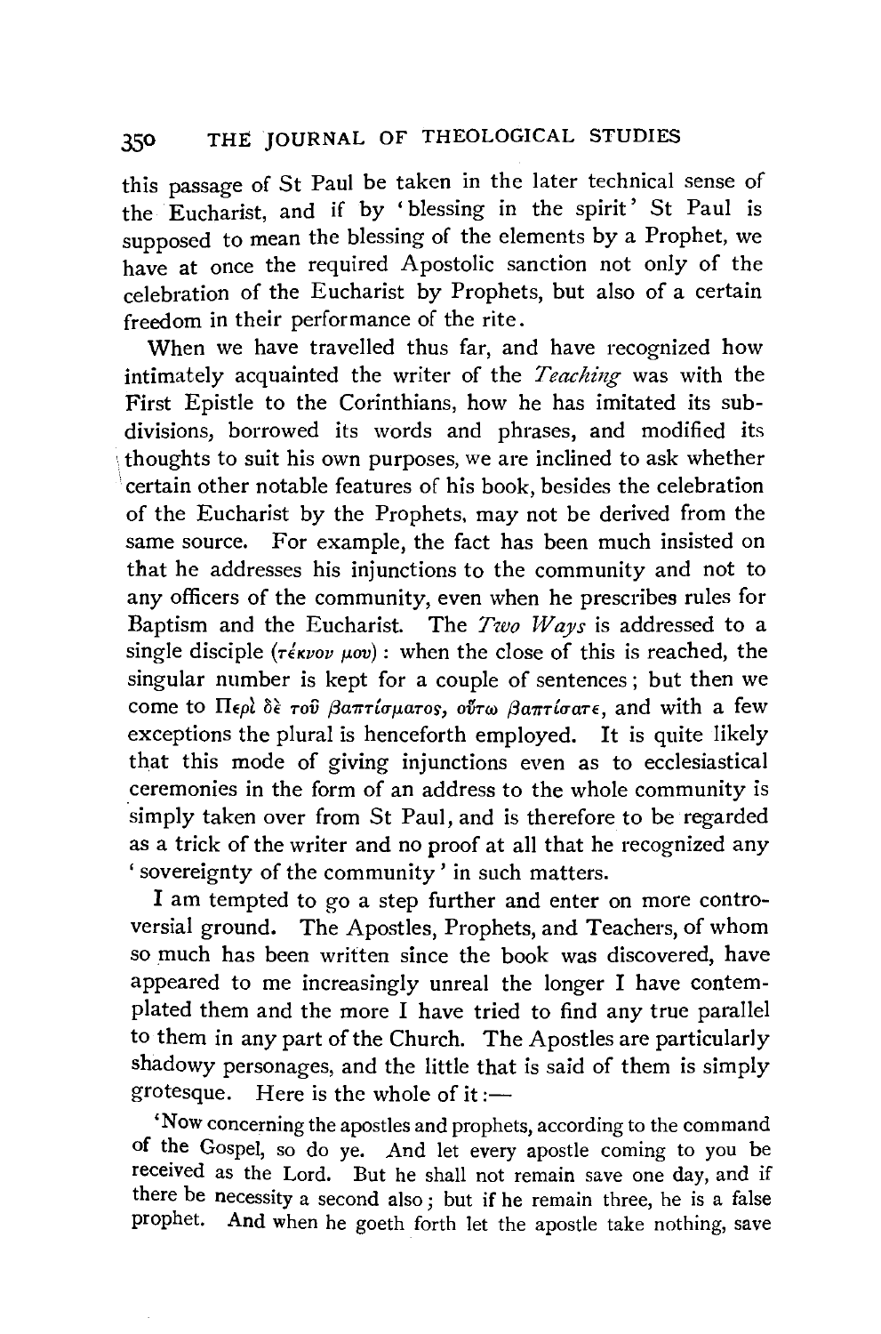this passage of St Paul be taken in the later technical sense of the Eucharist, and if by 'blessing in the spirit' St Paul is supposed to mean the blessing of the elements by a Prophet, we have at once the required Apostolic sanction not only of the celebration of the Eucharist by Prophets, but also of a certain freedom in their performance of the rite.

When we have travelled thus far, and have recognized how intimately acquainted the writer of the *Teaching* was with the First Epistle to the Corinthians, how he has imitated its subdivisions, borrowed its words and phrases, and modified its thoughts to suit his own purposes, we are inclined to ask whether certain other notable features of his book, besides the celebration of the Eucharist by the Prophets, may not be derived from the same source. For example, the fact has been much insisted on that he addresses his injunctions to the community and not to any officers of the community, even when he prescribes rules for Baptism and the Eucharist. The *Two Ways* is addressed to a single disciple (τέκνον μου): when the close of this is reached, the singular number is kept for a couple of sentences; but then we come to Περὶ δὲ τοῦ βαπτίσματος, οὕτω βαπτίσατε, and with a few exceptions the plural is henceforth employed. It is quite likely that this mode of giving injunctions even as to ecclesiastical ceremonies in the form of an address to the whole community is simply taken over from St Paul, and is therefore to be regarded as a trick of the writer and no proof at all that he recognized any 'sovereignty of the community' in such matters.

I am tempted to go a step further and enter on more controversial ground. The Apostles, Prophets, and Teachers, of whom so much has been written since the book was discovered, have appeared to me increasingly unreal the longer I have contemplated them and the more I have tried to find any true parallel to them in any part of the Church. The Apostles are particularly shadowy personages, and the little that is said of them is simply grotesque. Here is the whole of it:—

'Now concerning the apostles and prophets, according to the command of the Gospel, so do ye. And let every apostle coming to you be received as the Lord. But he shall not remain save one day, and if there be necessity a second also; but if he remain three, he is a false prophet. And when he goeth forth let the apostle take nothing, save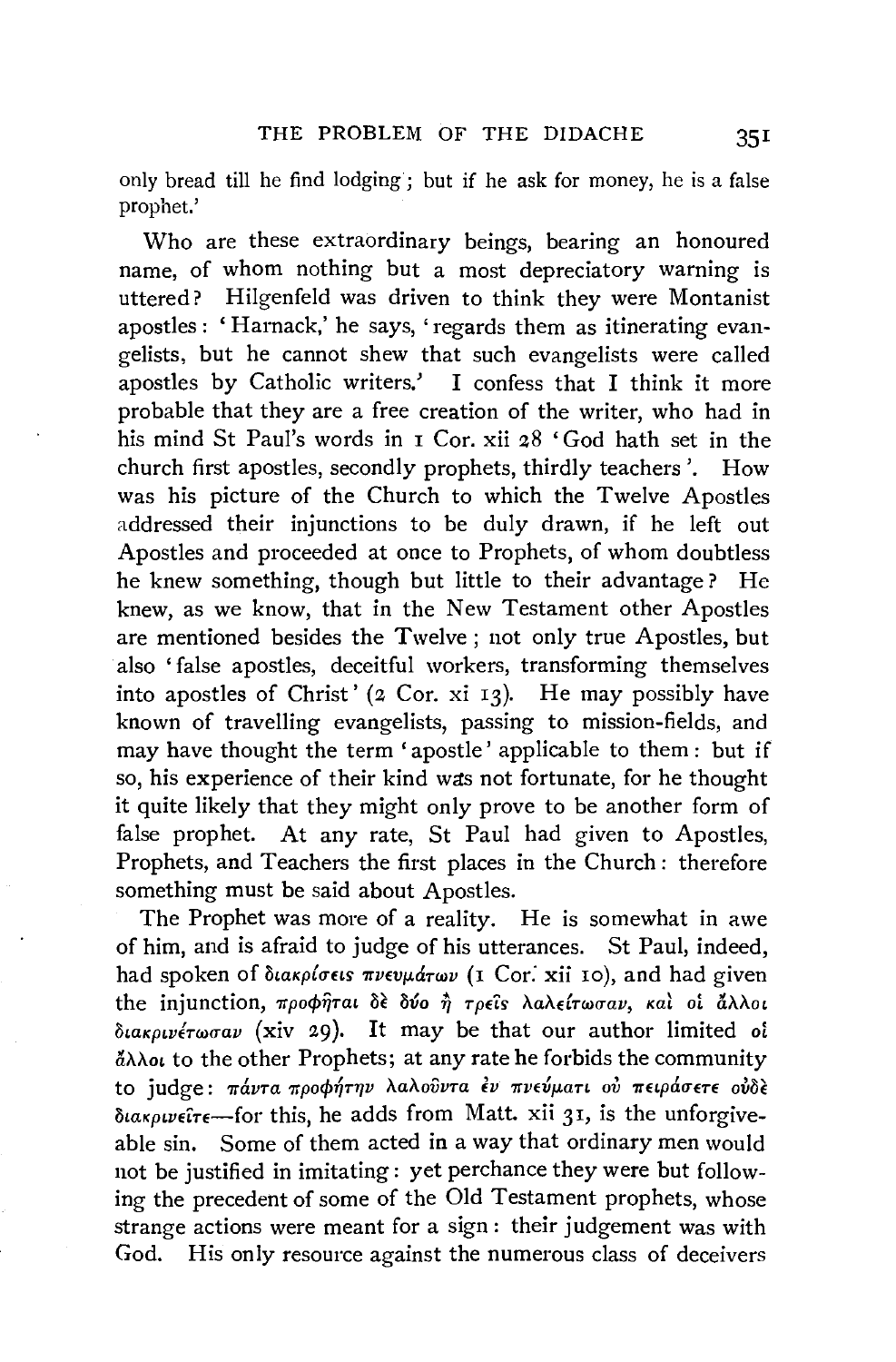only bread till he find lodging; but if he ask for money, he is a false prophet.'

Who are these extraordinary beings, bearing an honoured name, of whom nothing but a most depreciatory warning is uttered? Hilgenfeld was driven to think they were Montanist apostles: 'Harnack,' he says, 'regards them as itinerating evangelists, but he cannot shew that such evangelists were called apostles by Catholic writers.' I confess that I think it more probable that they are a free creation of the writer, who had in his mind St Paul's words in 1 Cor. xii 28 'God hath set in the church first apostles, secondly prophets, thirdly teachers'. How was his picture of the Church to which the Twelve Apostles addressed their injunctions to be duly drawn, if he left out Apostles and proceeded at once to Prophets, of whom doubtless he knew something, though but little to their advantage? He knew, as we know, that in the New Testament other Apostles are mentioned besides the Twelve; not only true Apostles, but also 'false apostles, deceitful workers, transforming themselves into apostles of Christ' (2 Cor. xi 13). He may possibly have known of travelling evangelists, passing to mission-fields, and may have thought the term 'apostle' applicable to them: but if so, his experience of their kind was not fortunate, for he thought it quite likely that they might only prove to be another form of false prophet. At any rate, St Paul had given to Apostles, Prophets, and Teachers the first places in the Church: therefore something must be said about Apostles.

The Prophet was more of a reality. He is somewhat in awe of him, and is afraid to judge of his utterances. St Paul, indeed, had spoken of διακρίσεις πνευμάτων (1 Cor. xii 10), and had given the injunction, προφῆται δὲ δύο ἢ τρεῖς λαλείτωσαν, καὶ οἱ ἄλλοι διακρινέτωσαν (xiv 29). It may be that our author limited οἱ ἄλλοι to the other Prophets; at any rate he forbids the community to judge: πάντα προφήτην λαλοῦντα ἐν πνεύματι οὐ πειράσετε οὐδὲ διακρινεῖτε—for this, he adds from Matt. xii 31, is the unforgiveable sin. Some of them acted in a way that ordinary men would not be justified in imitating: yet perchance they were but following the precedent of some of the Old Testament prophets, whose strange actions were meant for a sign: their judgement was with God. His only resource against the numerous class of deceivers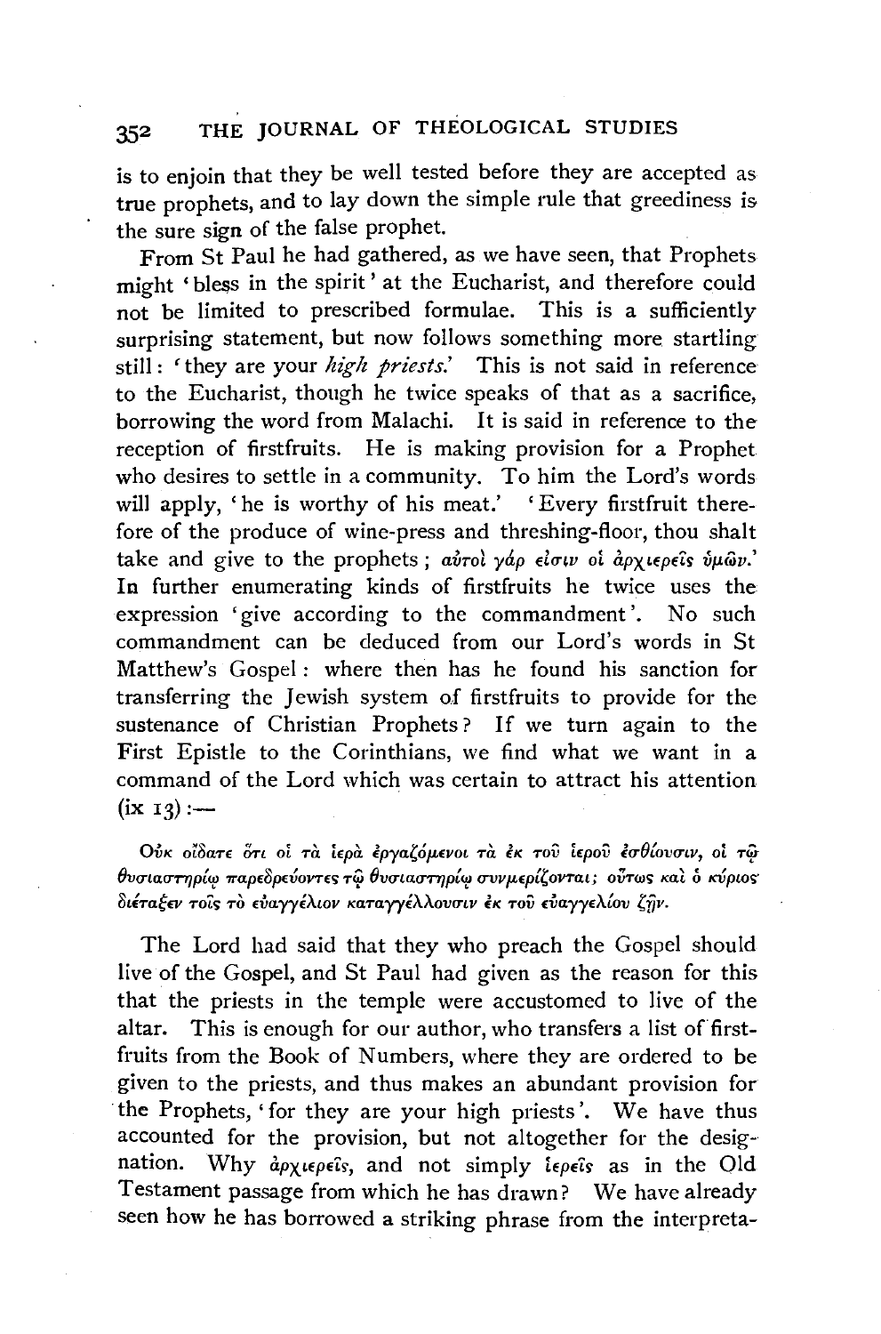is to enjoin that they be well tested before they are accepted as true prophets, and to lay down the simple rule that greediness is the sure sign of the false prophet.

From St Paul he had gathered, as we have seen, that Prophets might 'bless in the spirit' at the Eucharist, and therefore could not be limited to prescribed formulae. This is a sufficiently surprising statement, but now follows something more startling still: 'they are your *high priests*.' This is not said in reference to the Eucharist, though he twice speaks of that as a sacrifice, borrowing the word from Malachi. It is said in reference to the reception of firstfruits. He is making provision for a Prophet who desires to settle in a community. To him the Lord's words will apply, 'he is worthy of his meat.' 'Every firstfruit therefore of the produce of wine-press and threshing-floor, thou shalt take and give to the prophets; αὐτοὶ γάρ εἰσιν οἱ ἀρχιερεῖς ὑμῶν.' In further enumerating kinds of firstfruits he twice uses the expression 'give according to the commandment'. No such commandment can be deduced from our Lord's words in St Matthew's Gospel: where then has he found his sanction for transferring the Jewish system of firstfruits to provide for the sustenance of Christian Prophets? If we turn again to the First Epistle to the Corinthians, we find what we want in a command of the Lord which was certain to attract his attention (ix 13):—

Οὐκ οἴδατε ὅτι οἱ τὰ ἱερὰ ἐργαζόμενοι τὰ ἐκ τοῦ ἱεροῦ ἐσθίουσιν, οἱ τῷ θυσιαστηρίῳ παρεδρεύοντες τῷ θυσιαστηρίῳ συνμερίζονται; οὕτως καὶ ὁ κύριος διέταξεν τοῖς τὸ εὐαγγέλιον καταγγέλλουσιν ἐκ τοῦ εὐαγγελίου ζῆν.

The Lord had said that they who preach the Gospel should live of the Gospel, and St Paul had given as the reason for this that the priests in the temple were accustomed to live of the altar. This is enough for our author, who transfers a list of first-fruits from the Book of Numbers, where they are ordered to be given to the priests, and thus makes an abundant provision for the Prophets, 'for they are your high priests'. We have thus accounted for the provision, but not altogether for the designation. Why ἀρχιερεῖς, and not simply ἱερεῖς as in the Old Testament passage from which he has drawn? We have already seen how he has borrowed a striking phrase from the interpreta-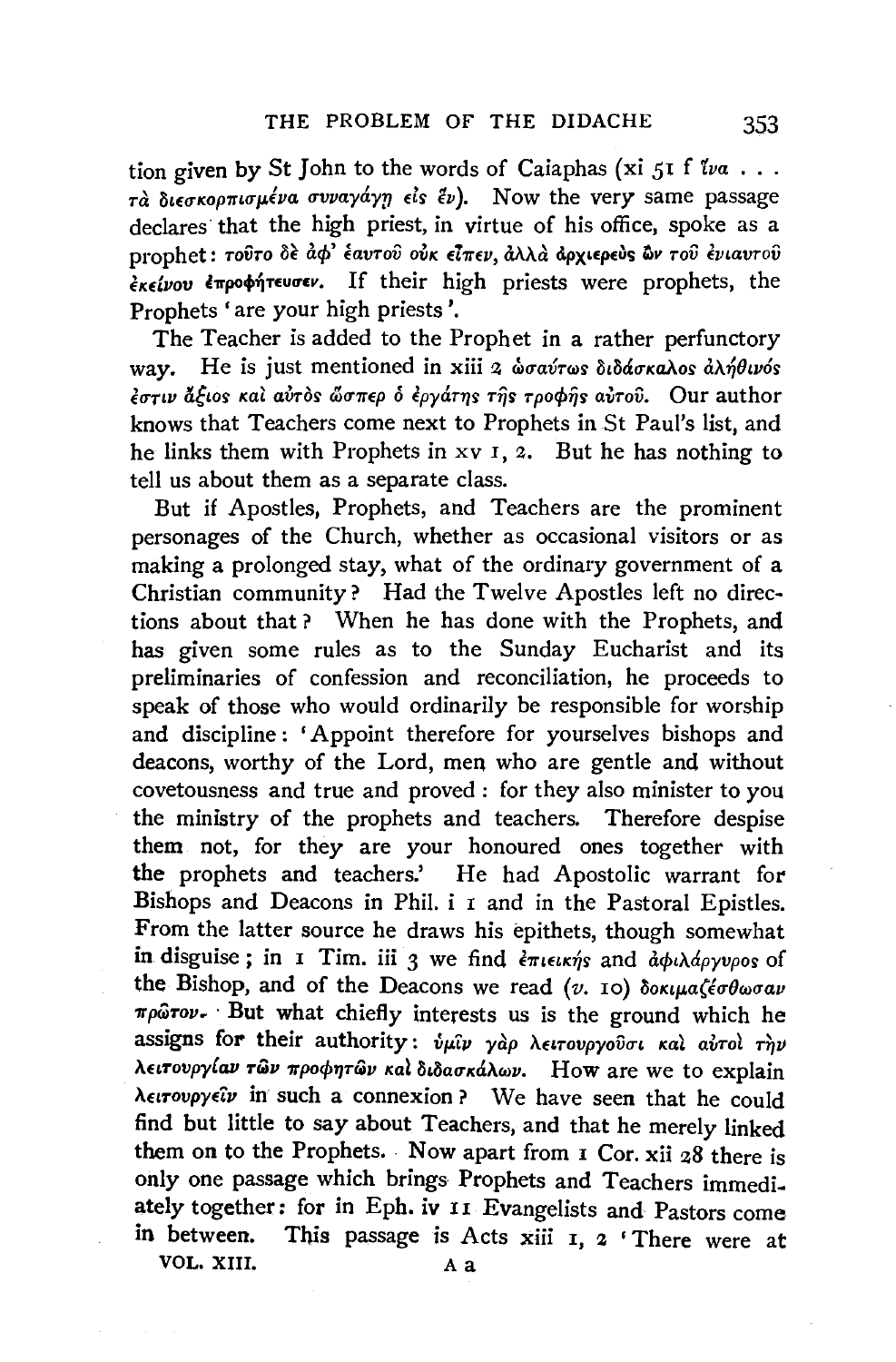tion given by St John to the words of Caiaphas (xi 51 f ἵνα . . . τὰ διεσκορπισμένα συναγάγῃ εἰς ἕν). Now the very same passage declares that the high priest, in virtue of his office, spoke as a prophet: τοῦτο δὲ ἀφ' ἑαυτοῦ οὐκ εἶπεν, ἀλλὰ ἀρχιερεὺς ὢν τοῦ ἐνιαυτοῦ ἐκείνου ἐπροφήτευσεν. If their high priests were prophets, the Prophets 'are your high priests'.

The Teacher is added to the Prophet in a rather perfunctory way. He is just mentioned in xiii 2 ὡσαύτως διδάσκαλος ἀλήθινός ἐστιν ἄξιος καὶ αὐτὸς ὥσπερ ὁ ἐργάτης τῆς τροφῆς αὐτοῦ. Our author knows that Teachers come next to Prophets in St Paul's list, and he links them with Prophets in xv 1, 2. But he has nothing to tell us about them as a separate class.

But if Apostles, Prophets, and Teachers are the prominent personages of the Church, whether as occasional visitors or as making a prolonged stay, what of the ordinary government of a Christian community? Had the Twelve Apostles left no directions about that? When he has done with the Prophets, and has given some rules as to the Sunday Eucharist and its preliminaries of confession and reconciliation, he proceeds to speak of those who would ordinarily be responsible for worship and discipline: 'Appoint therefore for yourselves bishops and deacons, worthy of the Lord, men who are gentle and without covetousness and true and proved: for they also minister to you the ministry of the prophets and teachers. Therefore despise them not, for they are your honoured ones together with the prophets and teachers.' He had Apostolic warrant for Bishops and Deacons in Phil. i 1 and in the Pastoral Epistles. From the latter source he draws his epithets, though somewhat in disguise; in 1 Tim. iii 3 we find ἐπιεικής and ἀφιλάργυρος of the Bishop, and of the Deacons we read (*v.* 10) δοκιμαζέσθωσαν πρῶτον. But what chiefly interests us is the ground which he assigns for their authority: ὑμῖν γὰρ λειτουργοῦσι καὶ αὐτοὶ τὴν λειτουργίαν τῶν προφητῶν καὶ διδασκάλων. How are we to explain λειτουργεῖν in such a connexion? We have seen that he could find but little to say about Teachers, and that he merely linked them on to the Prophets. Now apart from 1 Cor. xii 28 there is only one passage which brings Prophets and Teachers immediately together: for in Eph. iv 11 Evangelists and Pastors come in between. This passage is Acts xiii 1, 2 'There were at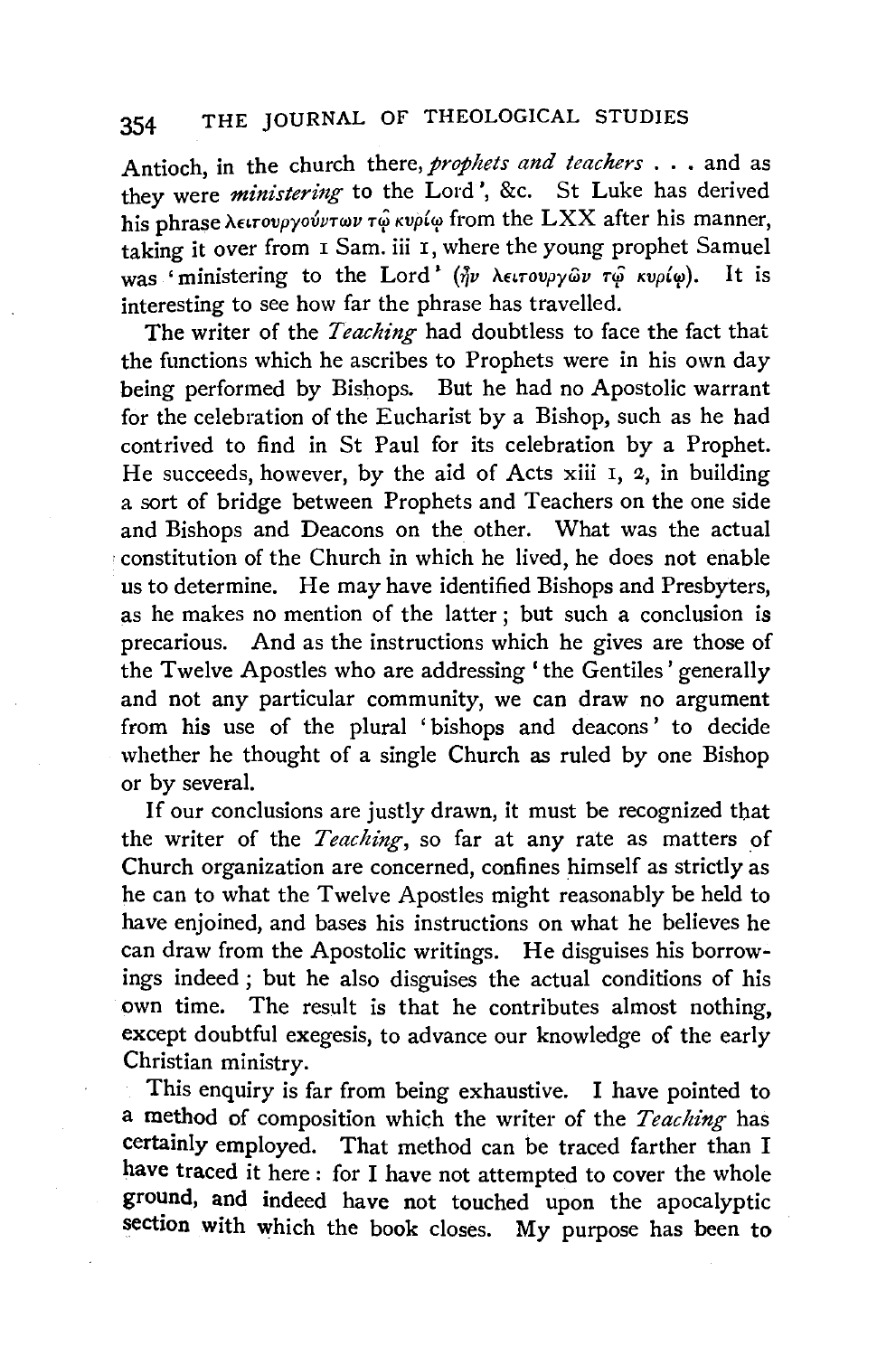Antioch, in the church there, *prophets and teachers* . . . and as they were *ministering* to the Lord', &c. St Luke has derived his phrase λειτουργούντων τῷ κυρίῳ from the LXX after his manner, taking it over from 1 Sam. iii 1, where the young prophet Samuel was 'ministering to the Lord' (ἦν λειτουργῶν τῷ κυρίῳ). It is interesting to see how far the phrase has travelled.

The writer of the *Teaching* had doubtless to face the fact that the functions which he ascribes to Prophets were in his own day being performed by Bishops. But he had no Apostolic warrant for the celebration of the Eucharist by a Bishop, such as he had contrived to find in St Paul for its celebration by a Prophet. He succeeds, however, by the aid of Acts xiii 1, 2, in building a sort of bridge between Prophets and Teachers on the one side and Bishops and Deacons on the other. What was the actual constitution of the Church in which he lived, he does not enable us to determine. He may have identified Bishops and Presbyters, as he makes no mention of the latter; but such a conclusion is precarious. And as the instructions which he gives are those of the Twelve Apostles who are addressing 'the Gentiles' generally and not any particular community, we can draw no argument from his use of the plural 'bishops and deacons' to decide whether he thought of a single Church as ruled by one Bishop or by several.

If our conclusions are justly drawn, it must be recognized that the writer of the *Teaching*, so far at any rate as matters of Church organization are concerned, confines himself as strictly as he can to what the Twelve Apostles might reasonably be held to have enjoined, and bases his instructions on what he believes he can draw from the Apostolic writings. He disguises his borrowings indeed; but he also disguises the actual conditions of his own time. The result is that he contributes almost nothing, except doubtful exegesis, to advance our knowledge of the early Christian ministry.

This enquiry is far from being exhaustive. I have pointed to a method of composition which the writer of the *Teaching* has certainly employed. That method can be traced farther than I have traced it here: for I have not attempted to cover the whole ground, and indeed have not touched upon the apocalyptic section with which the book closes. My purpose has been to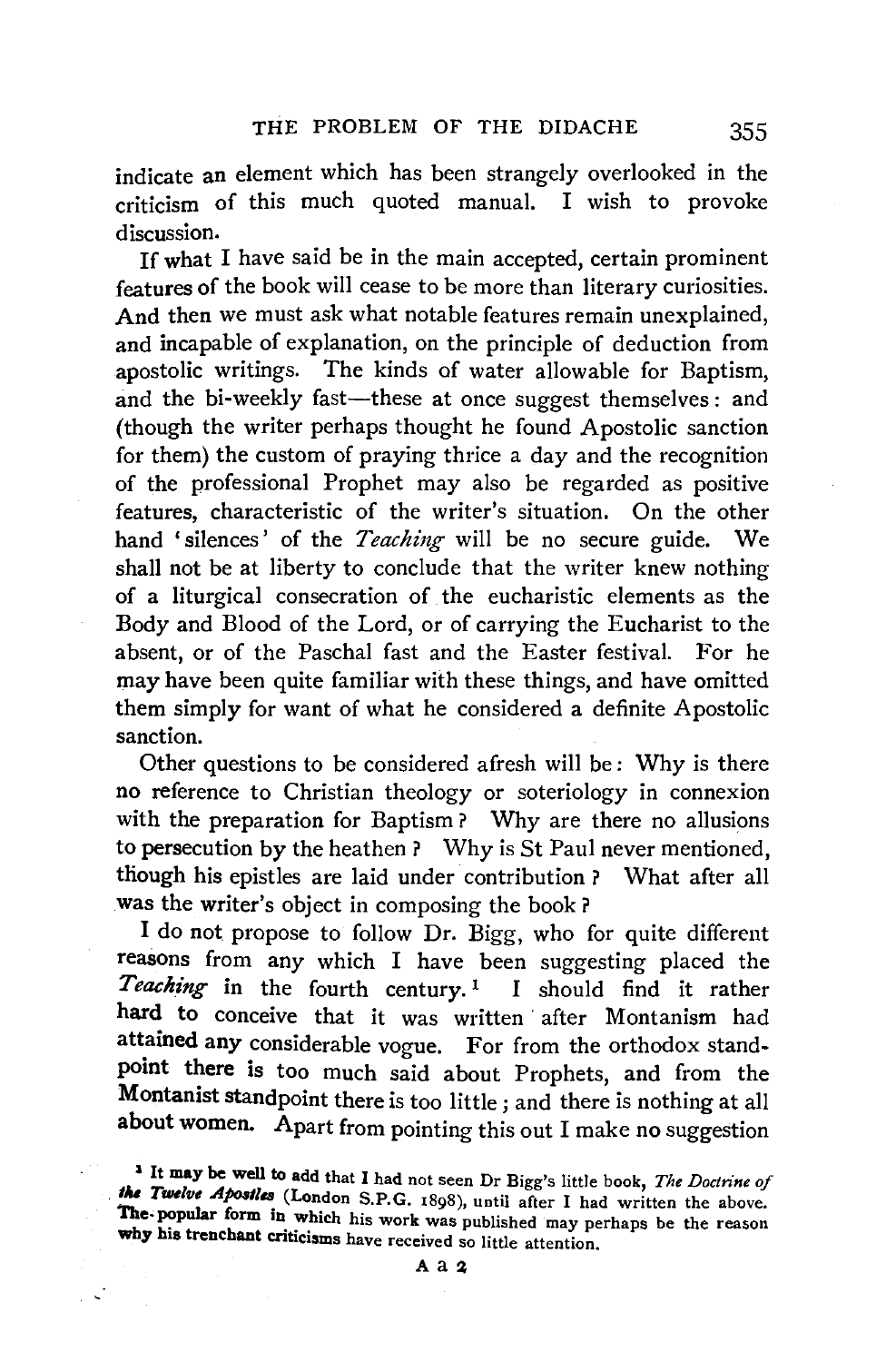indicate an element which has been strangely overlooked in the criticism of this much quoted manual. I wish to provoke discussion.

If what I have said be in the main accepted, certain prominent features of the book will cease to be more than literary curiosities. And then we must ask what notable features remain unexplained, and incapable of explanation, on the principle of deduction from apostolic writings. The kinds of water allowable for Baptism, and the bi-weekly fast—these at once suggest themselves: and (though the writer perhaps thought he found Apostolic sanction for them) the custom of praying thrice a day and the recognition of the professional Prophet may also be regarded as positive features, characteristic of the writer's situation. On the other hand 'silences' of the *Teaching* will be no secure guide. We shall not be at liberty to conclude that the writer knew nothing of a liturgical consecration of the eucharistic elements as the Body and Blood of the Lord, or of carrying the Eucharist to the absent, or of the Paschal fast and the Easter festival. For he may have been quite familiar with these things, and have omitted them simply for want of what he considered a definite Apostolic sanction.

Other questions to be considered afresh will be: Why is there no reference to Christian theology or soteriology in connexion with the preparation for Baptism? Why are there no allusions to persecution by the heathen? Why is St Paul never mentioned, though his epistles are laid under contribution? What after all was the writer's object in composing the book?

I do not propose to follow Dr. Bigg, who for quite different reasons from any which I have been suggesting placed the *Teaching* in the fourth century.[1] I should find it rather hard to conceive that it was written after Montanism had attained any considerable vogue. For from the orthodox standpoint there is too much said about Prophets, and from the Montanist standpoint there is too little; and there is nothing at all about women. Apart from pointing this out I make no suggestion

[1] It may be well to add that I had not seen Dr Bigg's little book, *The Doctrine of the Twelve Apostles* (London S.P.G. 1898), until after I had written the above. The popular form in which his work was published may perhaps be the reason why his trenchant criticisms have received so little attention.

A a 2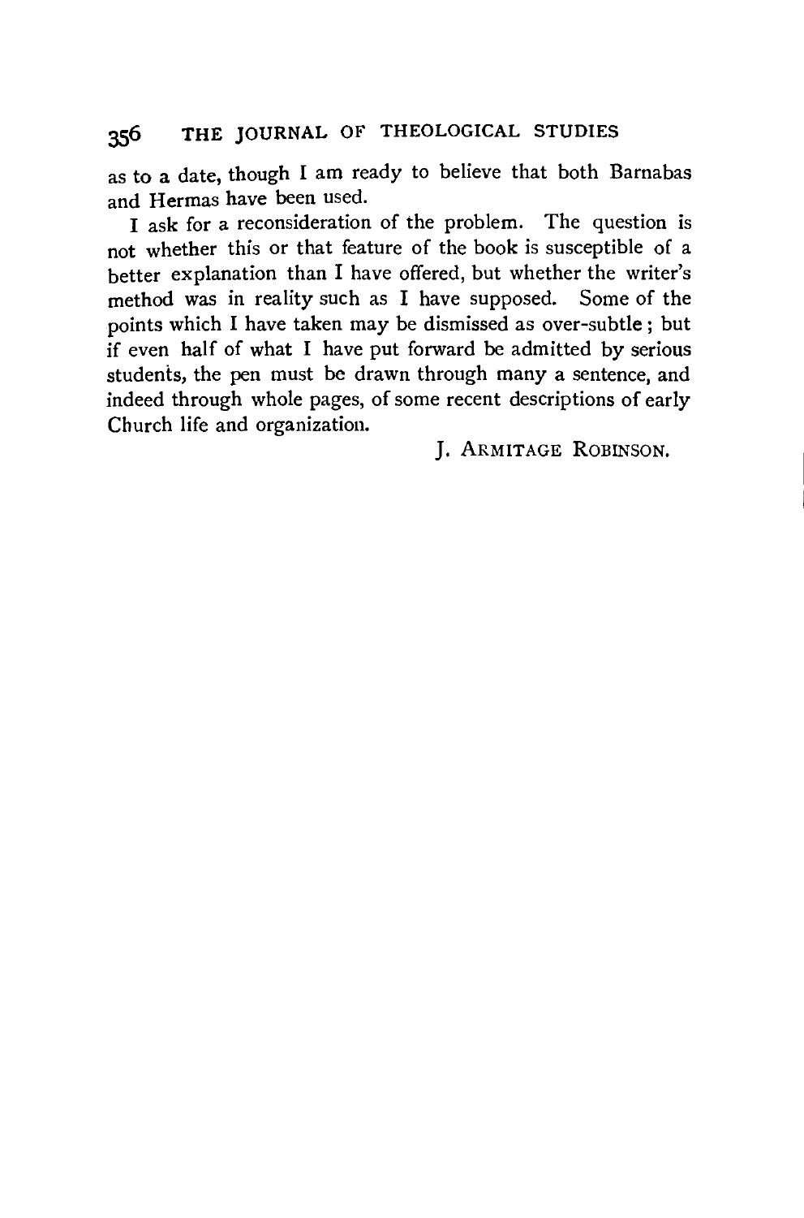as to a date, though I am ready to believe that both Barnabas and Hermas have been used.

I ask for a reconsideration of the problem. The question is not whether this or that feature of the book is susceptible of a better explanation than I have offered, but whether the writer's method was in reality such as I have supposed. Some of the points which I have taken may be dismissed as over-subtle; but if even half of what I have put forward be admitted by serious students, the pen must be drawn through many a sentence, and indeed through whole pages, of some recent descriptions of early Church life and organization.

J. Armitage Robinson.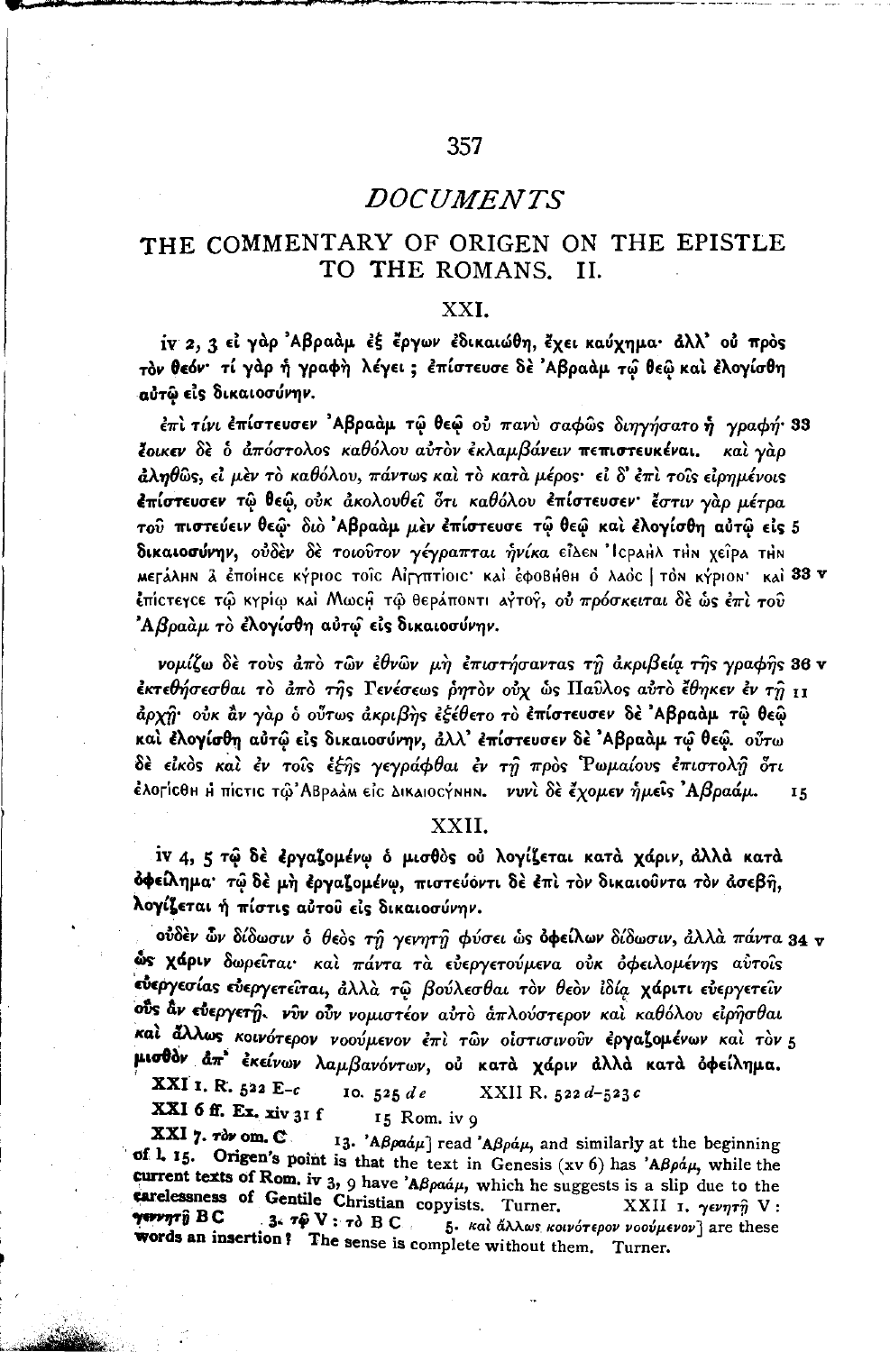## DOCUMENTS

## THE COMMENTARY OF ORIGEN ON THE EPISTLE TO THE ROMANS. II.

### XXI.

**iv 2, 3 εἰ γὰρ Ἀβραὰμ ἐξ ἔργων ἐδικαιώθη, ἔχει καύχημα· ἀλλ' οὐ πρὸς τὸν θεόν· τί γὰρ ἡ γραφὴ λέγει; ἐπίστευσε δὲ Ἀβραὰμ τῷ θεῷ καὶ ἐλογίσθη αὐτῷ εἰς δικαιοσύνην.**

*ἐπὶ τίνι ἐπίστευσεν Ἀβραὰμ τῷ θεῷ οὐ πανὺ σαφῶς διηγήσατο ἡ γραφή·* 33 *ἔοικεν δὲ ὁ ἀπόστολος καθόλου αὐτὸν ἐκλαμβάνειν πεπιστευκέναι. καὶ γὰρ ἀληθῶς, εἰ μὲν τὸ καθόλου, πάντως καὶ τὸ κατὰ μέρος· εἰ δ' ἐπὶ τοῖς εἰρημένοις ἐπίστευσεν τῷ θεῷ, οὐκ ἀκολουθεῖ ὅτι καθόλου ἐπίστευσεν· ἔστιν γὰρ μέτρα τοῦ πιστεύειν θεῷ· διὸ Ἀβραὰμ μὲν ἐπίστευσε τῷ θεῷ καὶ ἐλογίσθη αὐτῷ εἰς* 5 *δικαιοσύνην, οὐδὲν δὲ τοιοῦτον γέγραπται ἡνίκα* εἶδεν Ἰσραὴλ τὴν χεῖρα τὴν μεγάλην ἃ ἐποίησε κύριος τοῖς Αἰγυπτίοις· καὶ ἐφοβήθη ὁ λαὸς | τὸν κύριον· καὶ 33 v ἐπίστευσε τῷ κυρίῳ καὶ Μωσῇ τῷ θεράποντι αὐτοῦ, *οὐ πρόσκειται δὲ ὡς ἐπὶ τοῦ Ἀβραὰμ τὸ ἐλογίσθη αὐτῷ εἰς δικαιοσύνην.*

*νομίζω δὲ τοὺς ἀπὸ τῶν ἐθνῶν μὴ ἐπιστήσαντας τῇ ἀκριβείᾳ τῆς γραφῆς* 36 v *ἐκτεθήσεσθαι τὸ ἀπὸ τῆς Γενέσεως ῥητὸν οὐχ ὡς Παῦλος αὐτὸ ἔθηκεν ἐν τῇ* 11 *ἀρχῇ· οὐκ ἂν γὰρ ὁ οὕτως ἀκριβὴς ἐξέθετο τὸ ἐπίστευσεν δὲ Ἀβραὰμ τῷ θεῷ καὶ ἐλογίσθη αὐτῷ εἰς δικαιοσύνην, ἀλλ' ἐπίστευσεν δὲ Ἀβραὰμ τῷ θεῷ. οὕτω δὲ εἰκὸς καὶ ἐν τοῖς ἑξῆς γεγράφθαι ἐν τῇ πρὸς Ῥωμαίους ἐπιστολῇ ὅτι* ἐλογίσθη ἡ πίστις τῷ Ἀβραὰμ εἰς δικαιοσύνην. *νυνὶ δὲ ἔχομεν ἡμεῖς Ἀβραάμ.* 15

### XXII.

**iv 4, 5 τῷ δὲ ἐργαζομένῳ ὁ μισθὸς οὐ λογίζεται κατὰ χάριν, ἀλλὰ κατὰ ὀφείλημα· τῷ δὲ μὴ ἐργαζομένῳ, πιστεύοντι δὲ ἐπὶ τὸν δικαιοῦντα τὸν ἀσεβῆ, λογίζεται ἡ πίστις αὐτοῦ εἰς δικαιοσύνην.**

*οὐδὲν ὧν δίδωσιν ὁ θεὸς τῇ γενητῇ φύσει ὡς ὀφείλων δίδωσιν, ἀλλὰ πάντα* 34 v *ὡς χάριν δωρεῖται· καὶ πάντα τὰ εὐεργετούμενα οὐκ ὀφειλομένης αὐτοῖς εὐεργεσίας εὐεργετεῖται, ἀλλὰ τῷ βούλεσθαι τὸν θεὸν ἰδίᾳ χάριτι εὐεργετεῖν οὓς ἂν εὐεργετῇ. νῦν οὖν νομιστέον αὐτὸ ἁπλούστερον καὶ καθόλου εἰρῆσθαι καὶ ἄλλως κοινότερον νοούμενον ἐπὶ τῶν οἱστισινοῦν ἐργαζομένων καὶ τὸν* 5 *μισθὸν ἀπ' ἐκείνων λαμβανόντων, οὐ κατὰ χάριν ἀλλὰ κατὰ ὀφείλημα.*

**XXI** 1. R. 522 E–c  10. 525 *d e*  **XXII** R. 522 *d*–523 *c*

**XXI** 6 ff. Ex. xiv 31 f  15 Rom. iv 9

**XXI** 7. τὸν om. C  13. Ἀβραάμ] read Ἀβράμ, and similarly at the beginning of l. 15. Origen's point is that the text in Genesis (xv 6) has Ἀβράμ, while the current texts of Rom. iv 3, 9 have Ἀβραάμ, which he suggests is a slip due to the carelessness of Gentile Christian copyists. Turner.  **XXII** 1. γενητῇ V: γεννητῇ B C  3. τῷ V: τὸ B C  5. *καὶ ἄλλως κοινότερον νοούμενον*] are these words an insertion? The sense is complete without them. Turner.